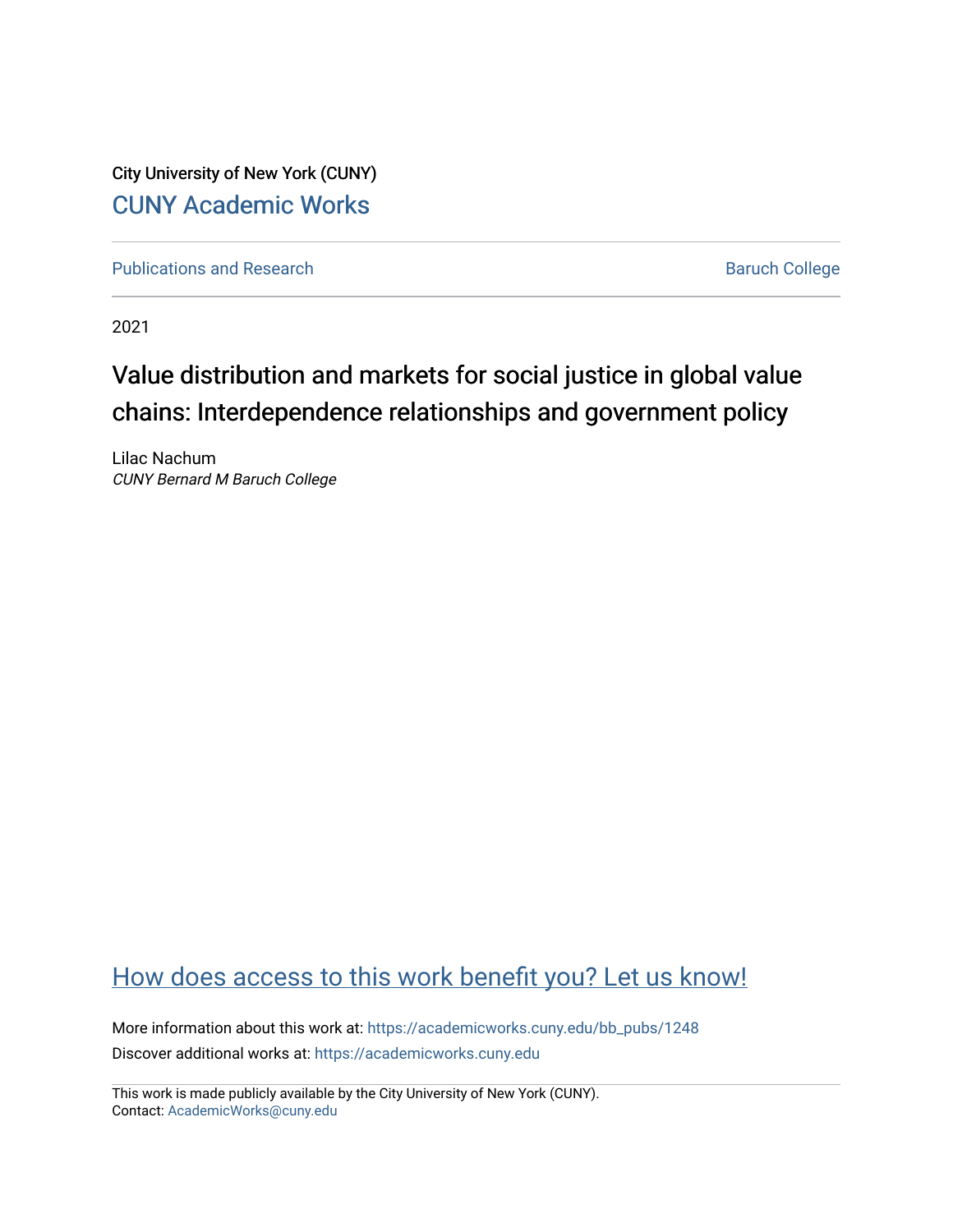City University of New York (CUNY)

CUNY Academic Works

Publications and Research

Baruch College

2021

# Value distribution and markets for social justice in global value chains: Interdependence relationships and government policy

Lilac Nachum
*CUNY Bernard M Baruch College*

How does access to this work benefit you? Let us know!

More information about this work at: https://academicworks.cuny.edu/bb_pubs/1248

Discover additional works at: https://academicworks.cuny.edu

This work is made publicly available by the City University of New York (CUNY).
Contact: AcademicWorks@cuny.edu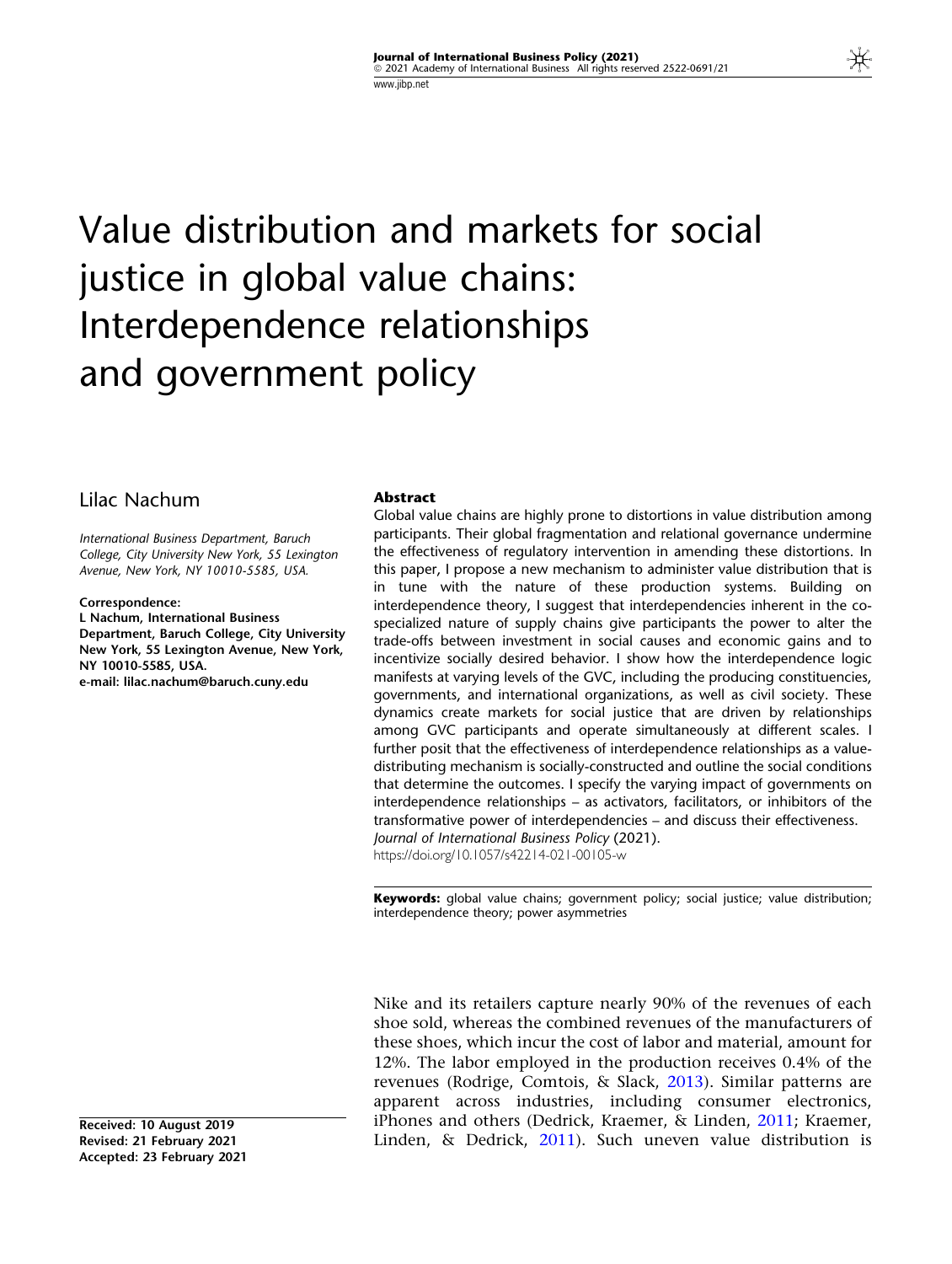# Value distribution and markets for social justice in global value chains: Interdependence relationships and government policy

Lilac Nachum

*International Business Department, Baruch College, City University New York, 55 Lexington Avenue, New York, NY 10010-5585, USA.*

**Correspondence:**
**L Nachum, International Business Department, Baruch College, City University New York, 55 Lexington Avenue, New York, NY 10010-5585, USA.**
**e-mail: lilac.nachum@baruch.cuny.edu**

## Abstract

Global value chains are highly prone to distortions in value distribution among participants. Their global fragmentation and relational governance undermine the effectiveness of regulatory intervention in amending these distortions. In this paper, I propose a new mechanism to administer value distribution that is in tune with the nature of these production systems. Building on interdependence theory, I suggest that interdependencies inherent in the co-specialized nature of supply chains give participants the power to alter the trade-offs between investment in social causes and economic gains and to incentivize socially desired behavior. I show how the interdependence logic manifests at varying levels of the GVC, including the producing constituencies, governments, and international organizations, as well as civil society. These dynamics create markets for social justice that are driven by relationships among GVC participants and operate simultaneously at different scales. I further posit that the effectiveness of interdependence relationships as a value-distributing mechanism is socially-constructed and outline the social conditions that determine the outcomes. I specify the varying impact of governments on interdependence relationships – as activators, facilitators, or inhibitors of the transformative power of interdependencies – and discuss their effectiveness.
*Journal of International Business Policy* (2021).
https://doi.org/10.1057/s42214-021-00105-w

**Keywords:** global value chains; government policy; social justice; value distribution; interdependence theory; power asymmetries

**Received: 10 August 2019**
**Revised: 21 February 2021**
**Accepted: 23 February 2021**

Nike and its retailers capture nearly 90% of the revenues of each shoe sold, whereas the combined revenues of the manufacturers of these shoes, which incur the cost of labor and material, amount for 12%. The labor employed in the production receives 0.4% of the revenues (Rodrige, Comtois, & Slack, 2013). Similar patterns are apparent across industries, including consumer electronics, iPhones and others (Dedrick, Kraemer, & Linden, 2011; Kraemer, Linden, & Dedrick, 2011). Such uneven value distribution is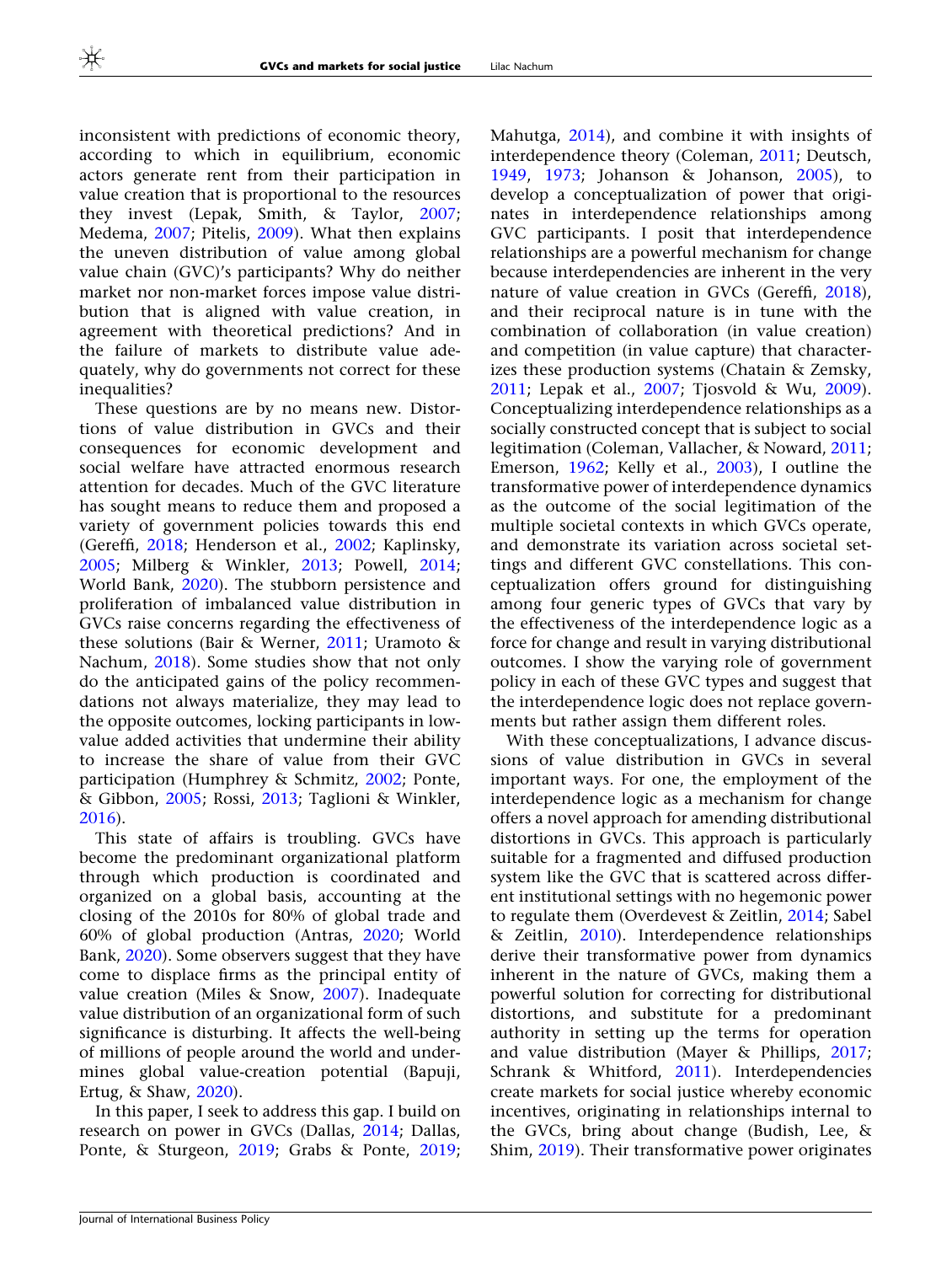inconsistent with predictions of economic theory, according to which in equilibrium, economic actors generate rent from their participation in value creation that is proportional to the resources they invest (Lepak, Smith, & Taylor, 2007; Medema, 2007; Pitelis, 2009). What then explains the uneven distribution of value among global value chain (GVC)'s participants? Why do neither market nor non-market forces impose value distribution that is aligned with value creation, in agreement with theoretical predictions? And in the failure of markets to distribute value adequately, why do governments not correct for these inequalities?

These questions are by no means new. Distortions of value distribution in GVCs and their consequences for economic development and social welfare have attracted enormous research attention for decades. Much of the GVC literature has sought means to reduce them and proposed a variety of government policies towards this end (Gereffi, 2018; Henderson et al., 2002; Kaplinsky, 2005; Milberg & Winkler, 2013; Powell, 2014; World Bank, 2020). The stubborn persistence and proliferation of imbalanced value distribution in GVCs raise concerns regarding the effectiveness of these solutions (Bair & Werner, 2011; Uramoto & Nachum, 2018). Some studies show that not only do the anticipated gains of the policy recommendations not always materialize, they may lead to the opposite outcomes, locking participants in low-value added activities that undermine their ability to increase the share of value from their GVC participation (Humphrey & Schmitz, 2002; Ponte, & Gibbon, 2005; Rossi, 2013; Taglioni & Winkler, 2016).

This state of affairs is troubling. GVCs have become the predominant organizational platform through which production is coordinated and organized on a global basis, accounting at the closing of the 2010s for 80% of global trade and 60% of global production (Antras, 2020; World Bank, 2020). Some observers suggest that they have come to displace firms as the principal entity of value creation (Miles & Snow, 2007). Inadequate value distribution of an organizational form of such significance is disturbing. It affects the well-being of millions of people around the world and undermines global value-creation potential (Bapuji, Ertug, & Shaw, 2020).

In this paper, I seek to address this gap. I build on research on power in GVCs (Dallas, 2014; Dallas, Ponte, & Sturgeon, 2019; Grabs & Ponte, 2019; Mahutga, 2014), and combine it with insights of interdependence theory (Coleman, 2011; Deutsch, 1949, 1973; Johanson & Johanson, 2005), to develop a conceptualization of power that originates in interdependence relationships among GVC participants. I posit that interdependence relationships are a powerful mechanism for change because interdependencies are inherent in the very nature of value creation in GVCs (Gereffi, 2018), and their reciprocal nature is in tune with the combination of collaboration (in value creation) and competition (in value capture) that characterizes these production systems (Chatain & Zemsky, 2011; Lepak et al., 2007; Tjosvold & Wu, 2009). Conceptualizing interdependence relationships as a socially constructed concept that is subject to social legitimation (Coleman, Vallacher, & Noward, 2011; Emerson, 1962; Kelly et al., 2003), I outline the transformative power of interdependence dynamics as the outcome of the social legitimation of the multiple societal contexts in which GVCs operate, and demonstrate its variation across societal settings and different GVC constellations. This conceptualization offers ground for distinguishing among four generic types of GVCs that vary by the effectiveness of the interdependence logic as a force for change and result in varying distributional outcomes. I show the varying role of government policy in each of these GVC types and suggest that the interdependence logic does not replace governments but rather assign them different roles.

With these conceptualizations, I advance discussions of value distribution in GVCs in several important ways. For one, the employment of the interdependence logic as a mechanism for change offers a novel approach for amending distributional distortions in GVCs. This approach is particularly suitable for a fragmented and diffused production system like the GVC that is scattered across different institutional settings with no hegemonic power to regulate them (Overdevest & Zeitlin, 2014; Sabel & Zeitlin, 2010). Interdependence relationships derive their transformative power from dynamics inherent in the nature of GVCs, making them a powerful solution for correcting for distributional distortions, and substitute for a predominant authority in setting up the terms for operation and value distribution (Mayer & Phillips, 2017; Schrank & Whitford, 2011). Interdependencies create markets for social justice whereby economic incentives, originating in relationships internal to the GVCs, bring about change (Budish, Lee, & Shim, 2019). Their transformative power originates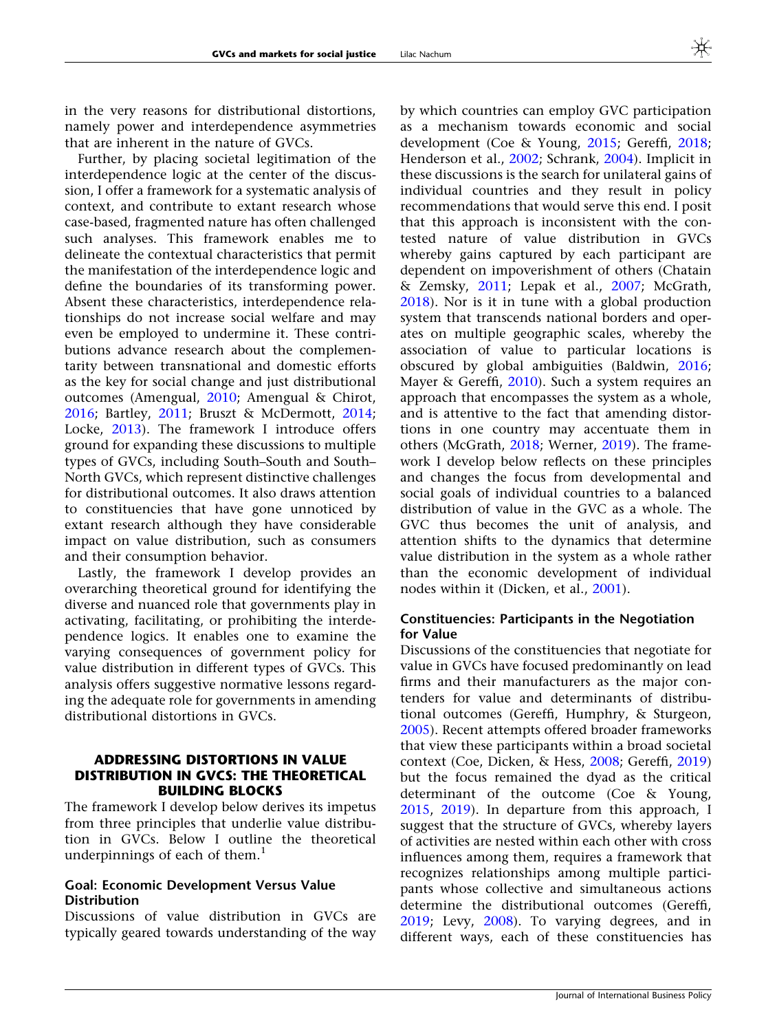in the very reasons for distributional distortions, namely power and interdependence asymmetries that are inherent in the nature of GVCs.

Further, by placing societal legitimation of the interdependence logic at the center of the discussion, I offer a framework for a systematic analysis of context, and contribute to extant research whose case-based, fragmented nature has often challenged such analyses. This framework enables me to delineate the contextual characteristics that permit the manifestation of the interdependence logic and define the boundaries of its transforming power. Absent these characteristics, interdependence relationships do not increase social welfare and may even be employed to undermine it. These contributions advance research about the complementarity between transnational and domestic efforts as the key for social change and just distributional outcomes (Amengual, 2010; Amengual & Chirot, 2016; Bartley, 2011; Bruszt & McDermott, 2014; Locke, 2013). The framework I introduce offers ground for expanding these discussions to multiple types of GVCs, including South–South and South–North GVCs, which represent distinctive challenges for distributional outcomes. It also draws attention to constituencies that have gone unnoticed by extant research although they have considerable impact on value distribution, such as consumers and their consumption behavior.

Lastly, the framework I develop provides an overarching theoretical ground for identifying the diverse and nuanced role that governments play in activating, facilitating, or prohibiting the interdependence logics. It enables one to examine the varying consequences of government policy for value distribution in different types of GVCs. This analysis offers suggestive normative lessons regarding the adequate role for governments in amending distributional distortions in GVCs.

## ADDRESSING DISTORTIONS IN VALUE DISTRIBUTION IN GVCS: THE THEORETICAL BUILDING BLOCKS

The framework I develop below derives its impetus from three principles that underlie value distribution in GVCs. Below I outline the theoretical underpinnings of each of them.[1]

### Goal: Economic Development Versus Value Distribution

Discussions of value distribution in GVCs are typically geared towards understanding of the way by which countries can employ GVC participation as a mechanism towards economic and social development (Coe & Young, 2015; Gereffi, 2018; Henderson et al., 2002; Schrank, 2004). Implicit in these discussions is the search for unilateral gains of individual countries and they result in policy recommendations that would serve this end. I posit that this approach is inconsistent with the contested nature of value distribution in GVCs whereby gains captured by each participant are dependent on impoverishment of others (Chatain & Zemsky, 2011; Lepak et al., 2007; McGrath, 2018). Nor is it in tune with a global production system that transcends national borders and operates on multiple geographic scales, whereby the association of value to particular locations is obscured by global ambiguities (Baldwin, 2016; Mayer & Gereffi, 2010). Such a system requires an approach that encompasses the system as a whole, and is attentive to the fact that amending distortions in one country may accentuate them in others (McGrath, 2018; Werner, 2019). The framework I develop below reflects on these principles and changes the focus from developmental and social goals of individual countries to a balanced distribution of value in the GVC as a whole. The GVC thus becomes the unit of analysis, and attention shifts to the dynamics that determine value distribution in the system as a whole rather than the economic development of individual nodes within it (Dicken, et al., 2001).

### Constituencies: Participants in the Negotiation for Value

Discussions of the constituencies that negotiate for value in GVCs have focused predominantly on lead firms and their manufacturers as the major contenders for value and determinants of distributional outcomes (Gereffi, Humphry, & Sturgeon, 2005). Recent attempts offered broader frameworks that view these participants within a broad societal context (Coe, Dicken, & Hess, 2008; Gereffi, 2019) but the focus remained the dyad as the critical determinant of the outcome (Coe & Young, 2015, 2019). In departure from this approach, I suggest that the structure of GVCs, whereby layers of activities are nested within each other with cross influences among them, requires a framework that recognizes relationships among multiple participants whose collective and simultaneous actions determine the distributional outcomes (Gereffi, 2019; Levy, 2008). To varying degrees, and in different ways, each of these constituencies has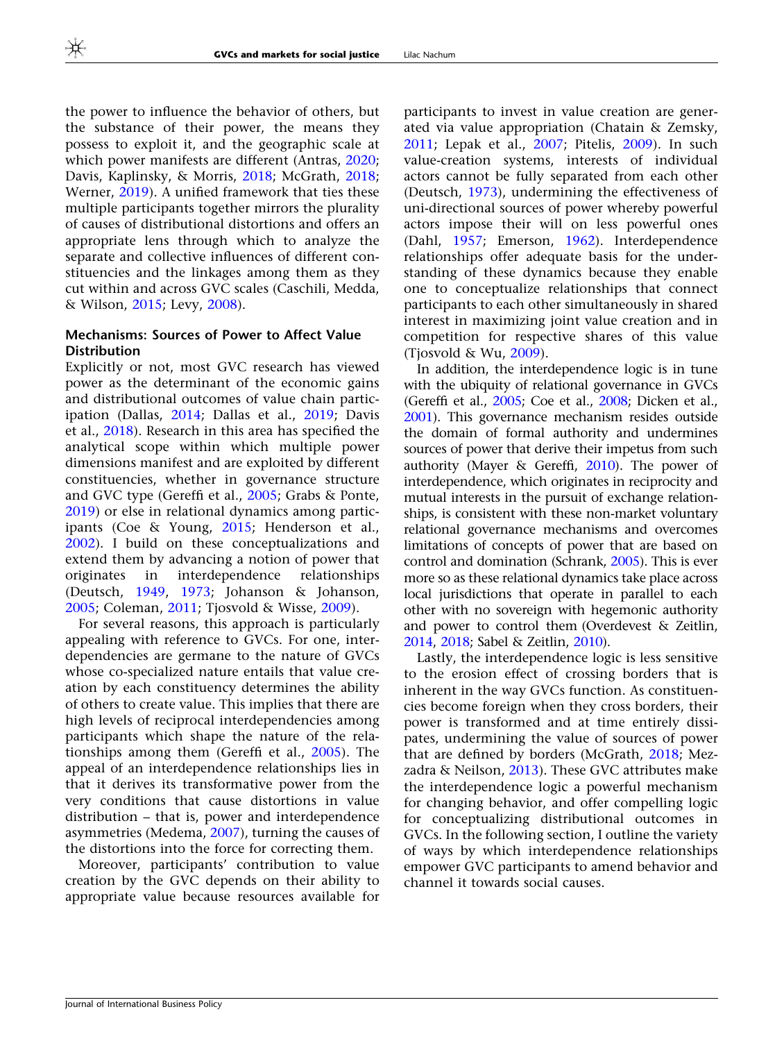the power to influence the behavior of others, but the substance of their power, the means they possess to exploit it, and the geographic scale at which power manifests are different (Antras, 2020; Davis, Kaplinsky, & Morris, 2018; McGrath, 2018; Werner, 2019). A unified framework that ties these multiple participants together mirrors the plurality of causes of distributional distortions and offers an appropriate lens through which to analyze the separate and collective influences of different constituencies and the linkages among them as they cut within and across GVC scales (Caschili, Medda, & Wilson, 2015; Levy, 2008).

### Mechanisms: Sources of Power to Affect Value Distribution

Explicitly or not, most GVC research has viewed power as the determinant of the economic gains and distributional outcomes of value chain participation (Dallas, 2014; Dallas et al., 2019; Davis et al., 2018). Research in this area has specified the analytical scope within which multiple power dimensions manifest and are exploited by different constituencies, whether in governance structure and GVC type (Gereffi et al., 2005; Grabs & Ponte, 2019) or else in relational dynamics among participants (Coe & Young, 2015; Henderson et al., 2002). I build on these conceptualizations and extend them by advancing a notion of power that originates in interdependence relationships (Deutsch, 1949, 1973; Johanson & Johanson, 2005; Coleman, 2011; Tjosvold & Wisse, 2009).

For several reasons, this approach is particularly appealing with reference to GVCs. For one, interdependencies are germane to the nature of GVCs whose co-specialized nature entails that value creation by each constituency determines the ability of others to create value. This implies that there are high levels of reciprocal interdependencies among participants which shape the nature of the relationships among them (Gereffi et al., 2005). The appeal of an interdependence relationships lies in that it derives its transformative power from the very conditions that cause distortions in value distribution – that is, power and interdependence asymmetries (Medema, 2007), turning the causes of the distortions into the force for correcting them.

Moreover, participants' contribution to value creation by the GVC depends on their ability to appropriate value because resources available for participants to invest in value creation are generated via value appropriation (Chatain & Zemsky, 2011; Lepak et al., 2007; Pitelis, 2009). In such value-creation systems, interests of individual actors cannot be fully separated from each other (Deutsch, 1973), undermining the effectiveness of uni-directional sources of power whereby powerful actors impose their will on less powerful ones (Dahl, 1957; Emerson, 1962). Interdependence relationships offer adequate basis for the understanding of these dynamics because they enable one to conceptualize relationships that connect participants to each other simultaneously in shared interest in maximizing joint value creation and in competition for respective shares of this value (Tjosvold & Wu, 2009).

In addition, the interdependence logic is in tune with the ubiquity of relational governance in GVCs (Gereffi et al., 2005; Coe et al., 2008; Dicken et al., 2001). This governance mechanism resides outside the domain of formal authority and undermines sources of power that derive their impetus from such authority (Mayer & Gereffi, 2010). The power of interdependence, which originates in reciprocity and mutual interests in the pursuit of exchange relationships, is consistent with these non-market voluntary relational governance mechanisms and overcomes limitations of concepts of power that are based on control and domination (Schrank, 2005). This is ever more so as these relational dynamics take place across local jurisdictions that operate in parallel to each other with no sovereign with hegemonic authority and power to control them (Overdevest & Zeitlin, 2014, 2018; Sabel & Zeitlin, 2010).

Lastly, the interdependence logic is less sensitive to the erosion effect of crossing borders that is inherent in the way GVCs function. As constituencies become foreign when they cross borders, their power is transformed and at time entirely dissipates, undermining the value of sources of power that are defined by borders (McGrath, 2018; Mezzadra & Neilson, 2013). These GVC attributes make the interdependence logic a powerful mechanism for changing behavior, and offer compelling logic for conceptualizing distributional outcomes in GVCs. In the following section, I outline the variety of ways by which interdependence relationships empower GVC participants to amend behavior and channel it towards social causes.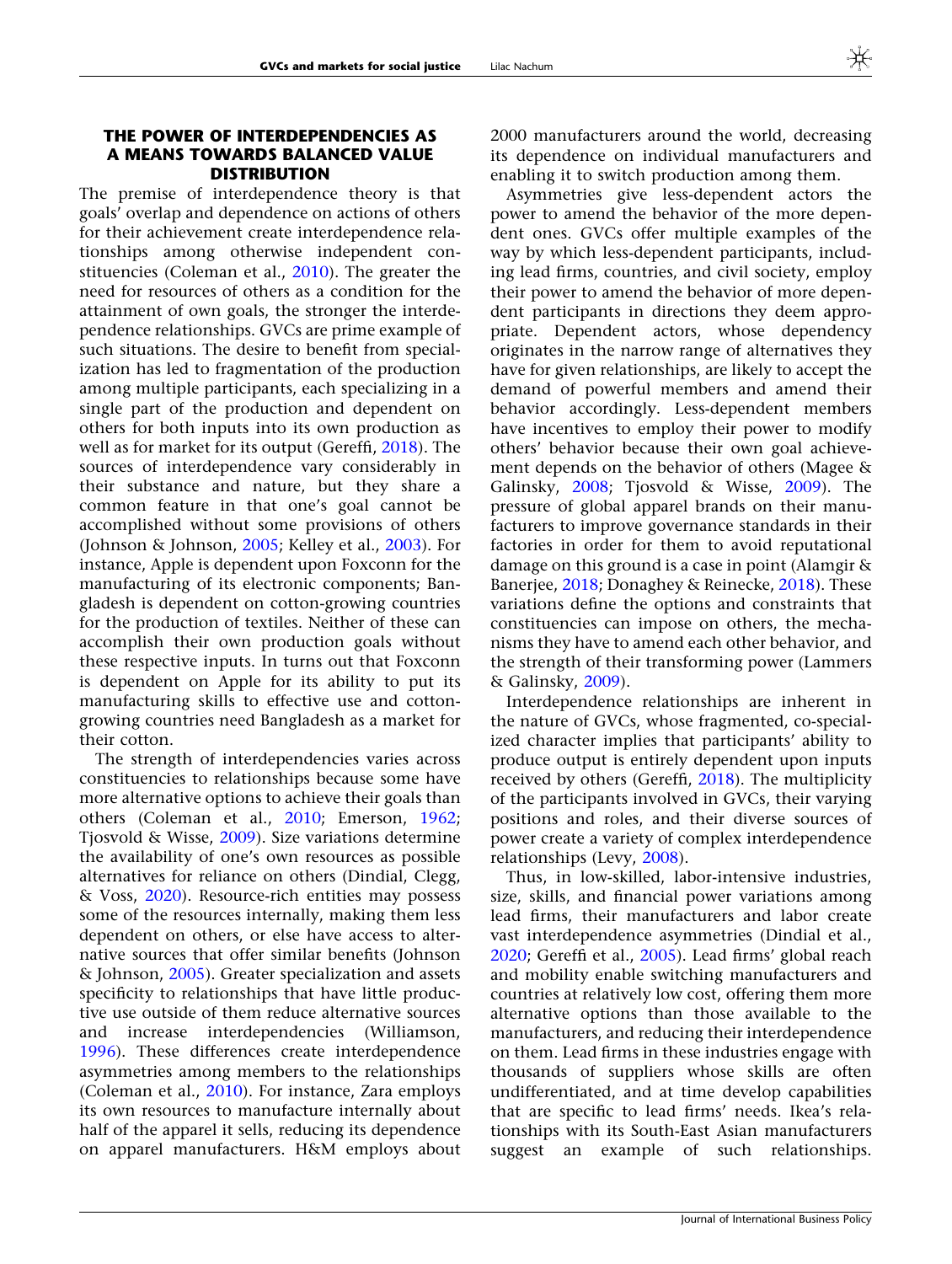## THE POWER OF INTERDEPENDENCIES AS A MEANS TOWARDS BALANCED VALUE DISTRIBUTION

The premise of interdependence theory is that goals' overlap and dependence on actions of others for their achievement create interdependence relationships among otherwise independent constituencies (Coleman et al., 2010). The greater the need for resources of others as a condition for the attainment of own goals, the stronger the interdependence relationships. GVCs are prime example of such situations. The desire to benefit from specialization has led to fragmentation of the production among multiple participants, each specializing in a single part of the production and dependent on others for both inputs into its own production as well as for market for its output (Gereffi, 2018). The sources of interdependence vary considerably in their substance and nature, but they share a common feature in that one's goal cannot be accomplished without some provisions of others (Johnson & Johnson, 2005; Kelley et al., 2003). For instance, Apple is dependent upon Foxconn for the manufacturing of its electronic components; Bangladesh is dependent on cotton-growing countries for the production of textiles. Neither of these can accomplish their own production goals without these respective inputs. In turns out that Foxconn is dependent on Apple for its ability to put its manufacturing skills to effective use and cotton-growing countries need Bangladesh as a market for their cotton.

The strength of interdependencies varies across constituencies to relationships because some have more alternative options to achieve their goals than others (Coleman et al., 2010; Emerson, 1962; Tjosvold & Wisse, 2009). Size variations determine the availability of one's own resources as possible alternatives for reliance on others (Dindial, Clegg, & Voss, 2020). Resource-rich entities may possess some of the resources internally, making them less dependent on others, or else have access to alternative sources that offer similar benefits (Johnson & Johnson, 2005). Greater specialization and assets specificity to relationships that have little productive use outside of them reduce alternative sources and increase interdependencies (Williamson, 1996). These differences create interdependence asymmetries among members to the relationships (Coleman et al., 2010). For instance, Zara employs its own resources to manufacture internally about half of the apparel it sells, reducing its dependence on apparel manufacturers. H&M employs about 2000 manufacturers around the world, decreasing its dependence on individual manufacturers and enabling it to switch production among them.

Asymmetries give less-dependent actors the power to amend the behavior of the more dependent ones. GVCs offer multiple examples of the way by which less-dependent participants, including lead firms, countries, and civil society, employ their power to amend the behavior of more dependent participants in directions they deem appropriate. Dependent actors, whose dependency originates in the narrow range of alternatives they have for given relationships, are likely to accept the demand of powerful members and amend their behavior accordingly. Less-dependent members have incentives to employ their power to modify others' behavior because their own goal achievement depends on the behavior of others (Magee & Galinsky, 2008; Tjosvold & Wisse, 2009). The pressure of global apparel brands on their manufacturers to improve governance standards in their factories in order for them to avoid reputational damage on this ground is a case in point (Alamgir & Banerjee, 2018; Donaghey & Reinecke, 2018). These variations define the options and constraints that constituencies can impose on others, the mechanisms they have to amend each other behavior, and the strength of their transforming power (Lammers & Galinsky, 2009).

Interdependence relationships are inherent in the nature of GVCs, whose fragmented, co-specialized character implies that participants' ability to produce output is entirely dependent upon inputs received by others (Gereffi, 2018). The multiplicity of the participants involved in GVCs, their varying positions and roles, and their diverse sources of power create a variety of complex interdependence relationships (Levy, 2008).

Thus, in low-skilled, labor-intensive industries, size, skills, and financial power variations among lead firms, their manufacturers and labor create vast interdependence asymmetries (Dindial et al., 2020; Gereffi et al., 2005). Lead firms' global reach and mobility enable switching manufacturers and countries at relatively low cost, offering them more alternative options than those available to the manufacturers, and reducing their interdependence on them. Lead firms in these industries engage with thousands of suppliers whose skills are often undifferentiated, and at time develop capabilities that are specific to lead firms' needs. Ikea's relationships with its South-East Asian manufacturers suggest an example of such relationships.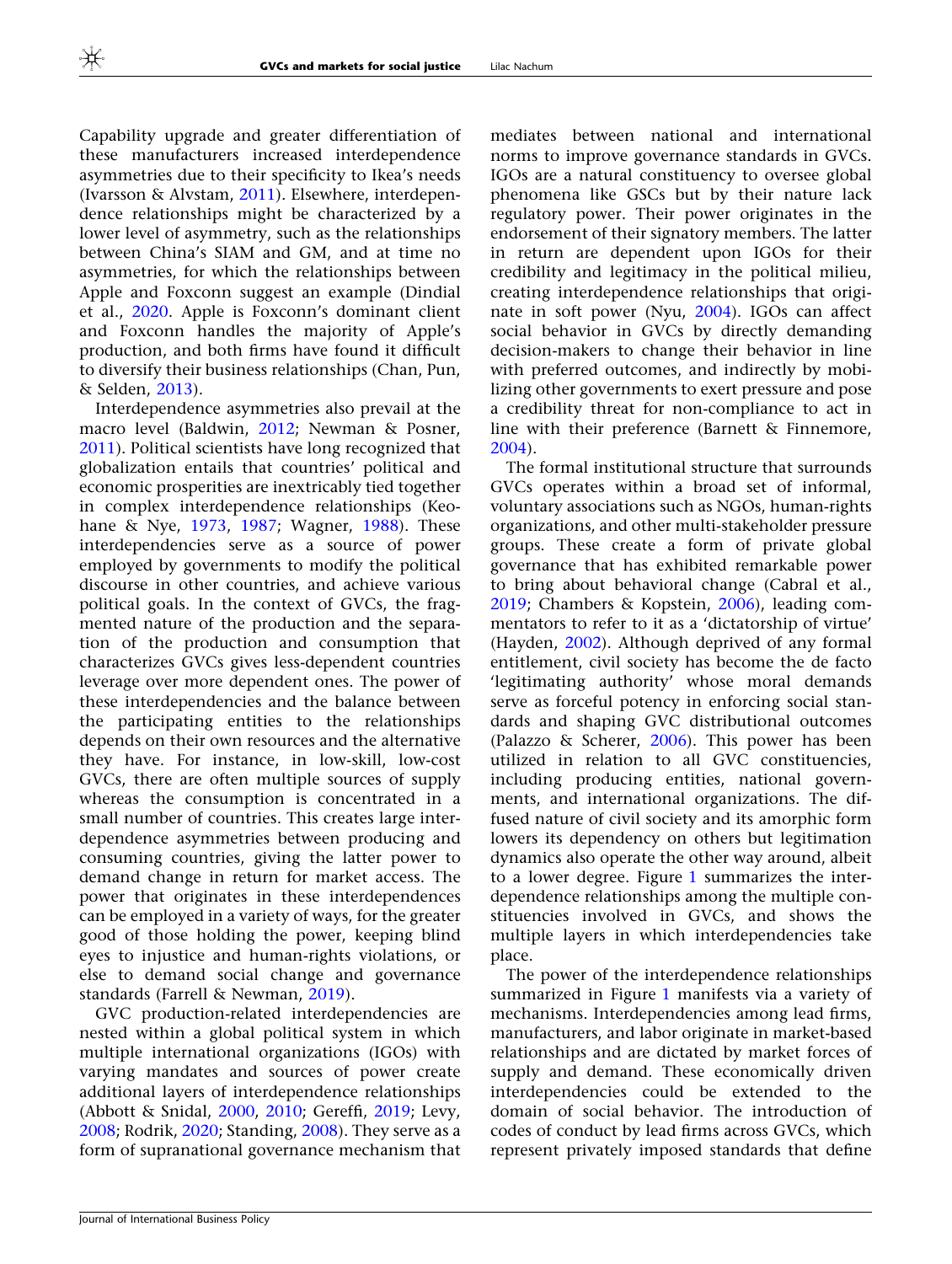Capability upgrade and greater differentiation of these manufacturers increased interdependence asymmetries due to their specificity to Ikea's needs (Ivarsson & Alvstam, 2011). Elsewhere, interdependence relationships might be characterized by a lower level of asymmetry, such as the relationships between China's SIAM and GM, and at time no asymmetries, for which the relationships between Apple and Foxconn suggest an example (Dindial et al., 2020. Apple is Foxconn's dominant client and Foxconn handles the majority of Apple's production, and both firms have found it difficult to diversify their business relationships (Chan, Pun, & Selden, 2013).

Interdependence asymmetries also prevail at the macro level (Baldwin, 2012; Newman & Posner, 2011). Political scientists have long recognized that globalization entails that countries' political and economic prosperities are inextricably tied together in complex interdependence relationships (Keohane & Nye, 1973, 1987; Wagner, 1988). These interdependencies serve as a source of power employed by governments to modify the political discourse in other countries, and achieve various political goals. In the context of GVCs, the fragmented nature of the production and the separation of the production and consumption that characterizes GVCs gives less-dependent countries leverage over more dependent ones. The power of these interdependencies and the balance between the participating entities to the relationships depends on their own resources and the alternative they have. For instance, in low-skill, low-cost GVCs, there are often multiple sources of supply whereas the consumption is concentrated in a small number of countries. This creates large interdependence asymmetries between producing and consuming countries, giving the latter power to demand change in return for market access. The power that originates in these interdependences can be employed in a variety of ways, for the greater good of those holding the power, keeping blind eyes to injustice and human-rights violations, or else to demand social change and governance standards (Farrell & Newman, 2019).

GVC production-related interdependencies are nested within a global political system in which multiple international organizations (IGOs) with varying mandates and sources of power create additional layers of interdependence relationships (Abbott & Snidal, 2000, 2010; Gereffi, 2019; Levy, 2008; Rodrik, 2020; Standing, 2008). They serve as a form of supranational governance mechanism that mediates between national and international norms to improve governance standards in GVCs. IGOs are a natural constituency to oversee global phenomena like GSCs but by their nature lack regulatory power. Their power originates in the endorsement of their signatory members. The latter in return are dependent upon IGOs for their credibility and legitimacy in the political milieu, creating interdependence relationships that originate in soft power (Nyu, 2004). IGOs can affect social behavior in GVCs by directly demanding decision-makers to change their behavior in line with preferred outcomes, and indirectly by mobilizing other governments to exert pressure and pose a credibility threat for non-compliance to act in line with their preference (Barnett & Finnemore, 2004).

The formal institutional structure that surrounds GVCs operates within a broad set of informal, voluntary associations such as NGOs, human-rights organizations, and other multi-stakeholder pressure groups. These create a form of private global governance that has exhibited remarkable power to bring about behavioral change (Cabral et al., 2019; Chambers & Kopstein, 2006), leading commentators to refer to it as a 'dictatorship of virtue' (Hayden, 2002). Although deprived of any formal entitlement, civil society has become the de facto 'legitimating authority' whose moral demands serve as forceful potency in enforcing social standards and shaping GVC distributional outcomes (Palazzo & Scherer, 2006). This power has been utilized in relation to all GVC constituencies, including producing entities, national governments, and international organizations. The diffused nature of civil society and its amorphic form lowers its dependency on others but legitimation dynamics also operate the other way around, albeit to a lower degree. Figure 1 summarizes the interdependence relationships among the multiple constituencies involved in GVCs, and shows the multiple layers in which interdependencies take place.

The power of the interdependence relationships summarized in Figure 1 manifests via a variety of mechanisms. Interdependencies among lead firms, manufacturers, and labor originate in market-based relationships and are dictated by market forces of supply and demand. These economically driven interdependencies could be extended to the domain of social behavior. The introduction of codes of conduct by lead firms across GVCs, which represent privately imposed standards that define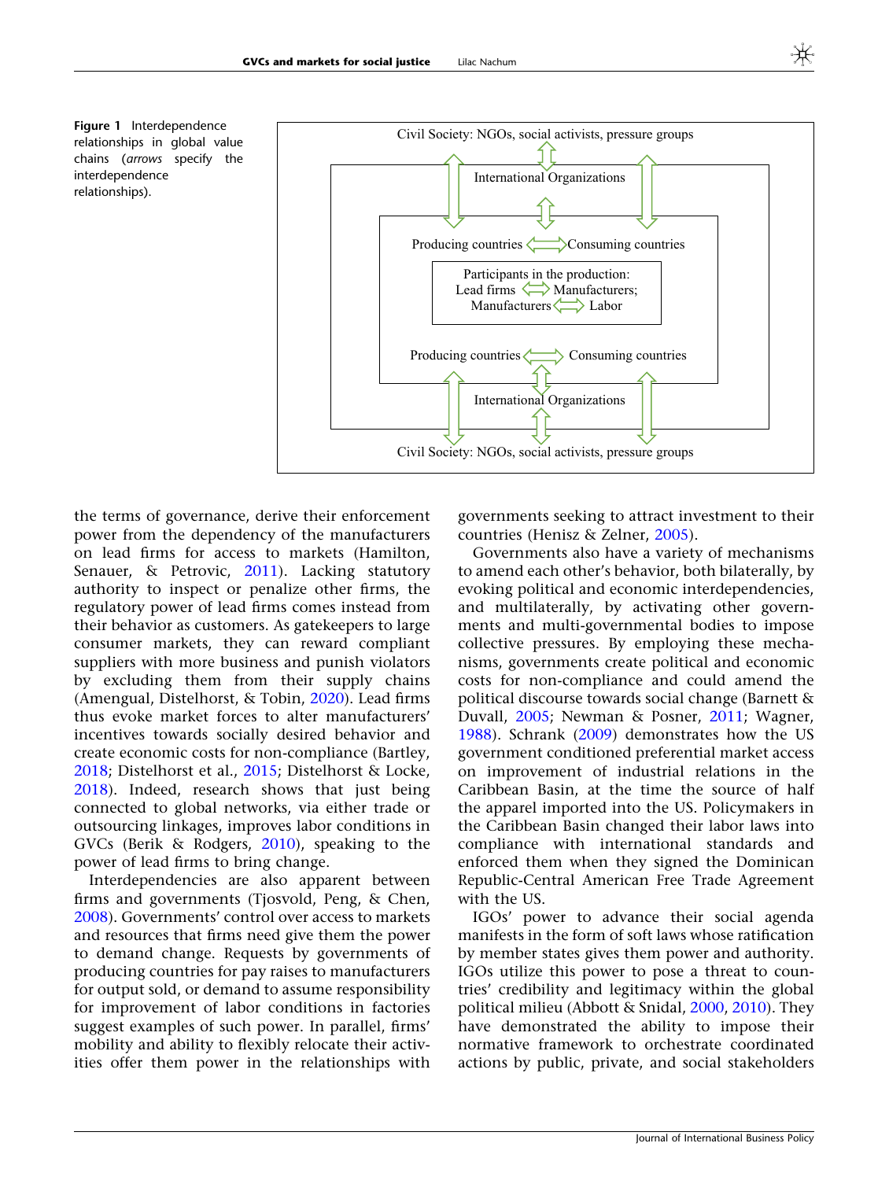**Figure 1** Interdependence relationships in global value chains (*arrows* specify the interdependence relationships).

Civil Society: NGOs, social activists, pressure groups

International Organizations

Producing countries ⟺ Consuming countries

Participants in the production:
Lead firms ⟺ Manufacturers;
Manufacturers ⟺ Labor

Producing countries ⟺ Consuming countries

International Organizations

Civil Society: NGOs, social activists, pressure groups

the terms of governance, derive their enforcement power from the dependency of the manufacturers on lead firms for access to markets (Hamilton, Senauer, & Petrovic, 2011). Lacking statutory authority to inspect or penalize other firms, the regulatory power of lead firms comes instead from their behavior as customers. As gatekeepers to large consumer markets, they can reward compliant suppliers with more business and punish violators by excluding them from their supply chains (Amengual, Distelhorst, & Tobin, 2020). Lead firms thus evoke market forces to alter manufacturers' incentives towards socially desired behavior and create economic costs for non-compliance (Bartley, 2018; Distelhorst et al., 2015; Distelhorst & Locke, 2018). Indeed, research shows that just being connected to global networks, via either trade or outsourcing linkages, improves labor conditions in GVCs (Berik & Rodgers, 2010), speaking to the power of lead firms to bring change.

Interdependencies are also apparent between firms and governments (Tjosvold, Peng, & Chen, 2008). Governments' control over access to markets and resources that firms need give them the power to demand change. Requests by governments of producing countries for pay raises to manufacturers for output sold, or demand to assume responsibility for improvement of labor conditions in factories suggest examples of such power. In parallel, firms' mobility and ability to flexibly relocate their activities offer them power in the relationships with governments seeking to attract investment to their countries (Henisz & Zelner, 2005).

Governments also have a variety of mechanisms to amend each other's behavior, both bilaterally, by evoking political and economic interdependencies, and multilaterally, by activating other governments and multi-governmental bodies to impose collective pressures. By employing these mechanisms, governments create political and economic costs for non-compliance and could amend the political discourse towards social change (Barnett & Duvall, 2005; Newman & Posner, 2011; Wagner, 1988). Schrank (2009) demonstrates how the US government conditioned preferential market access on improvement of industrial relations in the Caribbean Basin, at the time the source of half the apparel imported into the US. Policymakers in the Caribbean Basin changed their labor laws into compliance with international standards and enforced them when they signed the Dominican Republic-Central American Free Trade Agreement with the US.

IGOs' power to advance their social agenda manifests in the form of soft laws whose ratification by member states gives them power and authority. IGOs utilize this power to pose a threat to countries' credibility and legitimacy within the global political milieu (Abbott & Snidal, 2000, 2010). They have demonstrated the ability to impose their normative framework to orchestrate coordinated actions by public, private, and social stakeholders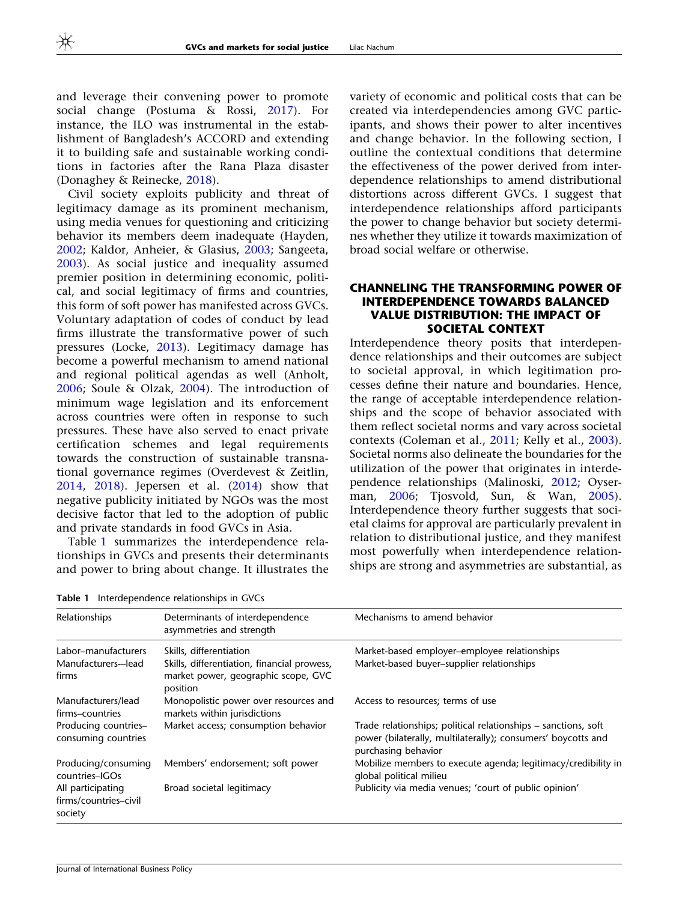and leverage their convening power to promote social change (Postuma & Rossi, 2017). For instance, the ILO was instrumental in the establishment of Bangladesh's ACCORD and extending it to building safe and sustainable working conditions in factories after the Rana Plaza disaster (Donaghey & Reinecke, 2018).

Civil society exploits publicity and threat of legitimacy damage as its prominent mechanism, using media venues for questioning and criticizing behavior its members deem inadequate (Hayden, 2002; Kaldor, Anheier, & Glasius, 2003; Sangeeta, 2003). As social justice and inequality assumed premier position in determining economic, political, and social legitimacy of firms and countries, this form of soft power has manifested across GVCs. Voluntary adaptation of codes of conduct by lead firms illustrate the transformative power of such pressures (Locke, 2013). Legitimacy damage has become a powerful mechanism to amend national and regional political agendas as well (Anholt, 2006; Soule & Olzak, 2004). The introduction of minimum wage legislation and its enforcement across countries were often in response to such pressures. These have also served to enact private certification schemes and legal requirements towards the construction of sustainable transnational governance regimes (Overdevest & Zeitlin, 2014, 2018). Jepersen et al. (2014) show that negative publicity initiated by NGOs was the most decisive factor that led to the adoption of public and private standards in food GVCs in Asia.

Table 1 summarizes the interdependence relationships in GVCs and presents their determinants and power to bring about change. It illustrates the variety of economic and political costs that can be created via interdependencies among GVC participants, and shows their power to alter incentives and change behavior. In the following section, I outline the contextual conditions that determine the effectiveness of the power derived from interdependence relationships to amend distributional distortions across different GVCs. I suggest that interdependence relationships afford participants the power to change behavior but society determines whether they utilize it towards maximization of broad social welfare or otherwise.

## CHANNELING THE TRANSFORMING POWER OF INTERDEPENDENCE TOWARDS BALANCED VALUE DISTRIBUTION: THE IMPACT OF SOCIETAL CONTEXT

Interdependence theory posits that interdependence relationships and their outcomes are subject to societal approval, in which legitimation processes define their nature and boundaries. Hence, the range of acceptable interdependence relationships and the scope of behavior associated with them reflect societal norms and vary across societal contexts (Coleman et al., 2011; Kelly et al., 2003). Societal norms also delineate the boundaries for the utilization of the power that originates in interdependence relationships (Malinoski, 2012; Oyserman, 2006; Tjosvold, Sun, & Wan, 2005). Interdependence theory further suggests that societal claims for approval are particularly prevalent in relation to distributional justice, and they manifest most powerfully when interdependence relationships are strong and asymmetries are substantial, as

Table 1 Interdependence relationships in GVCs

| Relationships | Determinants of interdependence asymmetries and strength | Mechanisms to amend behavior |
|---|---|---|
| Labor–manufacturers | Skills, differentiation | Market-based employer–employee relationships |
| Manufacturers—lead firms | Skills, differentiation, financial prowess, market power, geographic scope, GVC position | Market-based buyer–supplier relationships |
| Manufacturers/lead firms–countries | Monopolistic power over resources and markets within jurisdictions | Access to resources; terms of use |
| Producing countries–consuming countries | Market access; consumption behavior | Trade relationships; political relationships – sanctions, soft power (bilaterally, multilaterally); consumers' boycotts and purchasing behavior |
| Producing/consuming countries–IGOs | Members' endorsement; soft power | Mobilize members to execute agenda; legitimacy/credibility in global political milieu |
| All participating firms/countries–civil society | Broad societal legitimacy | Publicity via media venues; 'court of public opinion' |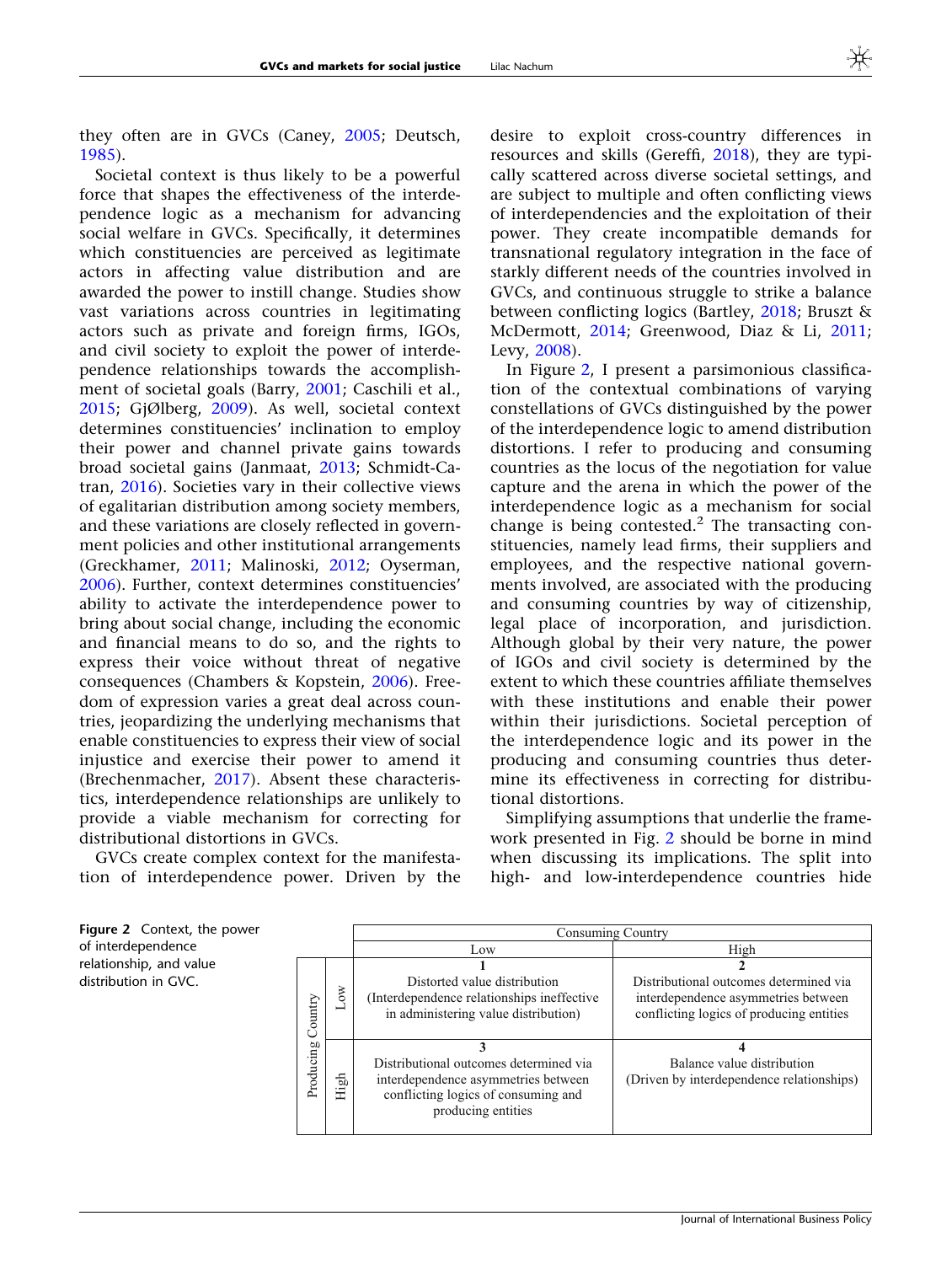they often are in GVCs (Caney, 2005; Deutsch, 1985).

Societal context is thus likely to be a powerful force that shapes the effectiveness of the interdependence logic as a mechanism for advancing social welfare in GVCs. Specifically, it determines which constituencies are perceived as legitimate actors in affecting value distribution and are awarded the power to instill change. Studies show vast variations across countries in legitimating actors such as private and foreign firms, IGOs, and civil society to exploit the power of interdependence relationships towards the accomplishment of societal goals (Barry, 2001; Caschili et al., 2015; GjØlberg, 2009). As well, societal context determines constituencies' inclination to employ their power and channel private gains towards broad societal gains (Janmaat, 2013; Schmidt-Catran, 2016). Societies vary in their collective views of egalitarian distribution among society members, and these variations are closely reflected in government policies and other institutional arrangements (Greckhamer, 2011; Malinoski, 2012; Oyserman, 2006). Further, context determines constituencies' ability to activate the interdependence power to bring about social change, including the economic and financial means to do so, and the rights to express their voice without threat of negative consequences (Chambers & Kopstein, 2006). Freedom of expression varies a great deal across countries, jeopardizing the underlying mechanisms that enable constituencies to express their view of social injustice and exercise their power to amend it (Brechenmacher, 2017). Absent these characteristics, interdependence relationships are unlikely to provide a viable mechanism for correcting for distributional distortions in GVCs.

GVCs create complex context for the manifestation of interdependence power. Driven by the desire to exploit cross-country differences in resources and skills (Gereffi, 2018), they are typically scattered across diverse societal settings, and are subject to multiple and often conflicting views of interdependencies and the exploitation of their power. They create incompatible demands for transnational regulatory integration in the face of starkly different needs of the countries involved in GVCs, and continuous struggle to strike a balance between conflicting logics (Bartley, 2018; Bruszt & McDermott, 2014; Greenwood, Diaz & Li, 2011; Levy, 2008).

In Figure 2, I present a parsimonious classification of the contextual combinations of varying constellations of GVCs distinguished by the power of the interdependence logic to amend distribution distortions. I refer to producing and consuming countries as the locus of the negotiation for value capture and the arena in which the power of the interdependence logic as a mechanism for social change is being contested.[2] The transacting constituencies, namely lead firms, their suppliers and employees, and the respective national governments involved, are associated with the producing and consuming countries by way of citizenship, legal place of incorporation, and jurisdiction. Although global by their very nature, the power of IGOs and civil society is determined by the extent to which these countries affiliate themselves with these institutions and enable their power within their jurisdictions. Societal perception of the interdependence logic and its power in the producing and consuming countries thus determine its effectiveness in correcting for distributional distortions.

Simplifying assumptions that underlie the framework presented in Fig. 2 should be borne in mind when discussing its implications. The split into high- and low-interdependence countries hide

**Figure 2** Context, the power of interdependence relationship, and value distribution in GVC.

| | | Consuming Country | |
|---|---|---|---|
| | | Low | High |
| Producing Country | Low | **1** Distorted value distribution (Interdependence relationships ineffective in administering value distribution) | **2** Distributional outcomes determined via interdependence asymmetries between conflicting logics of producing entities |
| | High | **3** Distributional outcomes determined via interdependence asymmetries between conflicting logics of consuming and producing entities | **4** Balance value distribution (Driven by interdependence relationships) |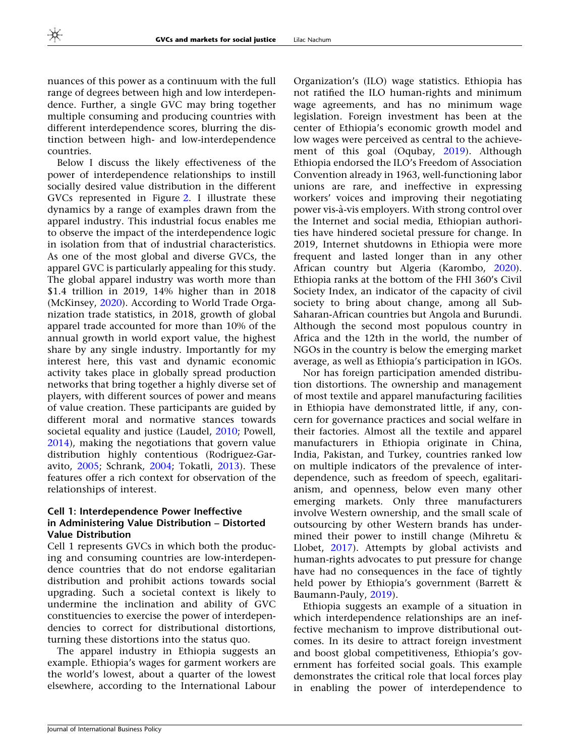nuances of this power as a continuum with the full range of degrees between high and low interdependence. Further, a single GVC may bring together multiple consuming and producing countries with different interdependence scores, blurring the distinction between high- and low-interdependence countries.

Below I discuss the likely effectiveness of the power of interdependence relationships to instill socially desired value distribution in the different GVCs represented in Figure 2. I illustrate these dynamics by a range of examples drawn from the apparel industry. This industrial focus enables me to observe the impact of the interdependence logic in isolation from that of industrial characteristics. As one of the most global and diverse GVCs, the apparel GVC is particularly appealing for this study. The global apparel industry was worth more than $1.4 trillion in 2019, 14% higher than in 2018 (McKinsey, 2020). According to World Trade Organization trade statistics, in 2018, growth of global apparel trade accounted for more than 10% of the annual growth in world export value, the highest share by any single industry. Importantly for my interest here, this vast and dynamic economic activity takes place in globally spread production networks that bring together a highly diverse set of players, with different sources of power and means of value creation. These participants are guided by different moral and normative stances towards societal equality and justice (Laudel, 2010; Powell, 2014), making the negotiations that govern value distribution highly contentious (Rodriguez-Garavito, 2005; Schrank, 2004; Tokatli, 2013). These features offer a rich context for observation of the relationships of interest.

### Cell 1: Interdependence Power Ineffective in Administering Value Distribution – Distorted Value Distribution

Cell 1 represents GVCs in which both the producing and consuming countries are low-interdependence countries that do not endorse egalitarian distribution and prohibit actions towards social upgrading. Such a societal context is likely to undermine the inclination and ability of GVC constituencies to exercise the power of interdependencies to correct for distributional distortions, turning these distortions into the status quo.

The apparel industry in Ethiopia suggests an example. Ethiopia's wages for garment workers are the world's lowest, about a quarter of the lowest elsewhere, according to the International Labour Organization's (ILO) wage statistics. Ethiopia has not ratified the ILO human-rights and minimum wage agreements, and has no minimum wage legislation. Foreign investment has been at the center of Ethiopia's economic growth model and low wages were perceived as central to the achievement of this goal (Oqubay, 2019). Although Ethiopia endorsed the ILO's Freedom of Association Convention already in 1963, well-functioning labor unions are rare, and ineffective in expressing workers' voices and improving their negotiating power vis-à-vis employers. With strong control over the Internet and social media, Ethiopian authorities have hindered societal pressure for change. In 2019, Internet shutdowns in Ethiopia were more frequent and lasted longer than in any other African country but Algeria (Karombo, 2020). Ethiopia ranks at the bottom of the FHI 360's Civil Society Index, an indicator of the capacity of civil society to bring about change, among all Sub-Saharan-African countries but Angola and Burundi. Although the second most populous country in Africa and the 12th in the world, the number of NGOs in the country is below the emerging market average, as well as Ethiopia's participation in IGOs.

Nor has foreign participation amended distribution distortions. The ownership and management of most textile and apparel manufacturing facilities in Ethiopia have demonstrated little, if any, concern for governance practices and social welfare in their factories. Almost all the textile and apparel manufacturers in Ethiopia originate in China, India, Pakistan, and Turkey, countries ranked low on multiple indicators of the prevalence of interdependence, such as freedom of speech, egalitarianism, and openness, below even many other emerging markets. Only three manufacturers involve Western ownership, and the small scale of outsourcing by other Western brands has undermined their power to instill change (Mihretu & Llobet, 2017). Attempts by global activists and human-rights advocates to put pressure for change have had no consequences in the face of tightly held power by Ethiopia's government (Barrett & Baumann-Pauly, 2019).

Ethiopia suggests an example of a situation in which interdependence relationships are an ineffective mechanism to improve distributional outcomes. In its desire to attract foreign investment and boost global competitiveness, Ethiopia's government has forfeited social goals. This example demonstrates the critical role that local forces play in enabling the power of interdependence to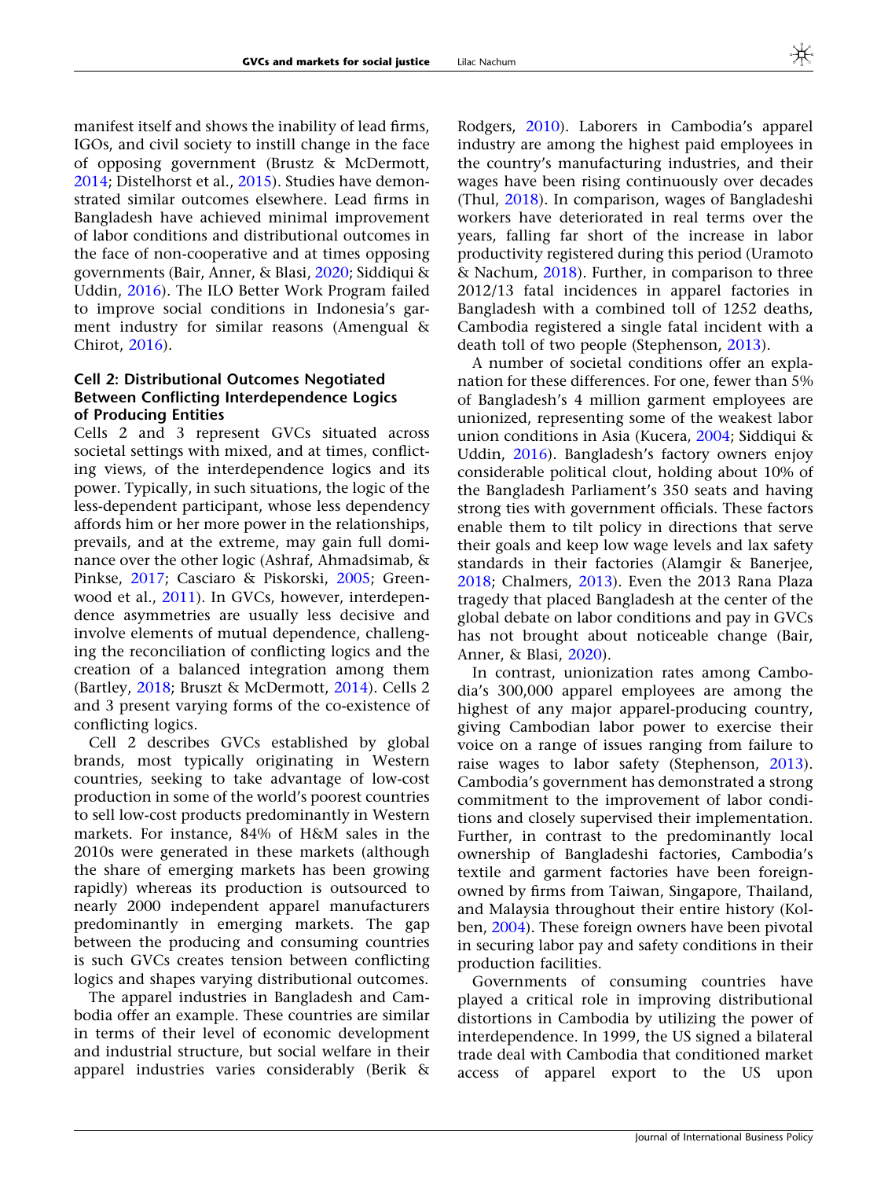manifest itself and shows the inability of lead firms, IGOs, and civil society to instill change in the face of opposing government (Brustz & McDermott, 2014; Distelhorst et al., 2015). Studies have demonstrated similar outcomes elsewhere. Lead firms in Bangladesh have achieved minimal improvement of labor conditions and distributional outcomes in the face of non-cooperative and at times opposing governments (Bair, Anner, & Blasi, 2020; Siddiqui & Uddin, 2016). The ILO Better Work Program failed to improve social conditions in Indonesia's garment industry for similar reasons (Amengual & Chirot, 2016).

### Cell 2: Distributional Outcomes Negotiated Between Conflicting Interdependence Logics of Producing Entities

Cells 2 and 3 represent GVCs situated across societal settings with mixed, and at times, conflicting views, of the interdependence logics and its power. Typically, in such situations, the logic of the less-dependent participant, whose less dependency affords him or her more power in the relationships, prevails, and at the extreme, may gain full dominance over the other logic (Ashraf, Ahmadsimab, & Pinkse, 2017; Casciaro & Piskorski, 2005; Greenwood et al., 2011). In GVCs, however, interdependence asymmetries are usually less decisive and involve elements of mutual dependence, challenging the reconciliation of conflicting logics and the creation of a balanced integration among them (Bartley, 2018; Bruszt & McDermott, 2014). Cells 2 and 3 present varying forms of the co-existence of conflicting logics.

Cell 2 describes GVCs established by global brands, most typically originating in Western countries, seeking to take advantage of low-cost production in some of the world's poorest countries to sell low-cost products predominantly in Western markets. For instance, 84% of H&M sales in the 2010s were generated in these markets (although the share of emerging markets has been growing rapidly) whereas its production is outsourced to nearly 2000 independent apparel manufacturers predominantly in emerging markets. The gap between the producing and consuming countries is such GVCs creates tension between conflicting logics and shapes varying distributional outcomes.

The apparel industries in Bangladesh and Cambodia offer an example. These countries are similar in terms of their level of economic development and industrial structure, but social welfare in their apparel industries varies considerably (Berik & Rodgers, 2010). Laborers in Cambodia's apparel industry are among the highest paid employees in the country's manufacturing industries, and their wages have been rising continuously over decades (Thul, 2018). In comparison, wages of Bangladeshi workers have deteriorated in real terms over the years, falling far short of the increase in labor productivity registered during this period (Uramoto & Nachum, 2018). Further, in comparison to three 2012/13 fatal incidences in apparel factories in Bangladesh with a combined toll of 1252 deaths, Cambodia registered a single fatal incident with a death toll of two people (Stephenson, 2013).

A number of societal conditions offer an explanation for these differences. For one, fewer than 5% of Bangladesh's 4 million garment employees are unionized, representing some of the weakest labor union conditions in Asia (Kucera, 2004; Siddiqui & Uddin, 2016). Bangladesh's factory owners enjoy considerable political clout, holding about 10% of the Bangladesh Parliament's 350 seats and having strong ties with government officials. These factors enable them to tilt policy in directions that serve their goals and keep low wage levels and lax safety standards in their factories (Alamgir & Banerjee, 2018; Chalmers, 2013). Even the 2013 Rana Plaza tragedy that placed Bangladesh at the center of the global debate on labor conditions and pay in GVCs has not brought about noticeable change (Bair, Anner, & Blasi, 2020).

In contrast, unionization rates among Cambodia's 300,000 apparel employees are among the highest of any major apparel-producing country, giving Cambodian labor power to exercise their voice on a range of issues ranging from failure to raise wages to labor safety (Stephenson, 2013). Cambodia's government has demonstrated a strong commitment to the improvement of labor conditions and closely supervised their implementation. Further, in contrast to the predominantly local ownership of Bangladeshi factories, Cambodia's textile and garment factories have been foreign-owned by firms from Taiwan, Singapore, Thailand, and Malaysia throughout their entire history (Kolben, 2004). These foreign owners have been pivotal in securing labor pay and safety conditions in their production facilities.

Governments of consuming countries have played a critical role in improving distributional distortions in Cambodia by utilizing the power of interdependence. In 1999, the US signed a bilateral trade deal with Cambodia that conditioned market access of apparel export to the US upon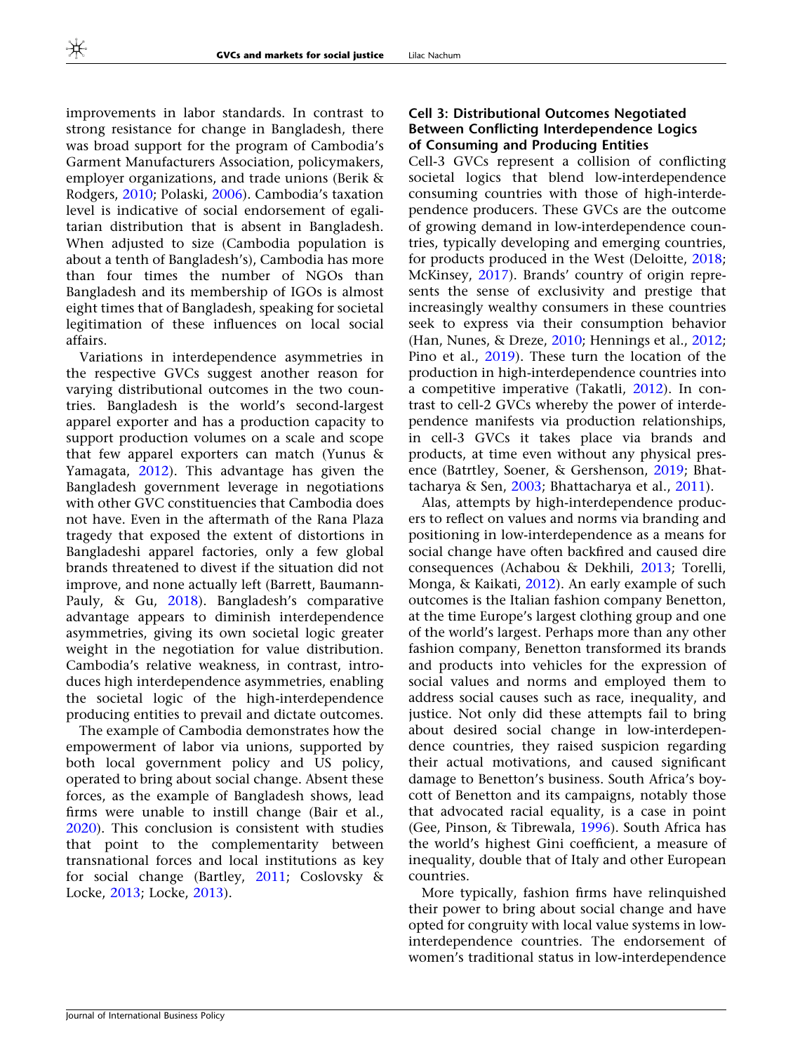improvements in labor standards. In contrast to strong resistance for change in Bangladesh, there was broad support for the program of Cambodia's Garment Manufacturers Association, policymakers, employer organizations, and trade unions (Berik & Rodgers, 2010; Polaski, 2006). Cambodia's taxation level is indicative of social endorsement of egalitarian distribution that is absent in Bangladesh. When adjusted to size (Cambodia population is about a tenth of Bangladesh's), Cambodia has more than four times the number of NGOs than Bangladesh and its membership of IGOs is almost eight times that of Bangladesh, speaking for societal legitimation of these influences on local social affairs.

Variations in interdependence asymmetries in the respective GVCs suggest another reason for varying distributional outcomes in the two countries. Bangladesh is the world's second-largest apparel exporter and has a production capacity to support production volumes on a scale and scope that few apparel exporters can match (Yunus & Yamagata, 2012). This advantage has given the Bangladesh government leverage in negotiations with other GVC constituencies that Cambodia does not have. Even in the aftermath of the Rana Plaza tragedy that exposed the extent of distortions in Bangladeshi apparel factories, only a few global brands threatened to divest if the situation did not improve, and none actually left (Barrett, Baumann-Pauly, & Gu, 2018). Bangladesh's comparative advantage appears to diminish interdependence asymmetries, giving its own societal logic greater weight in the negotiation for value distribution. Cambodia's relative weakness, in contrast, introduces high interdependence asymmetries, enabling the societal logic of the high-interdependence producing entities to prevail and dictate outcomes.

The example of Cambodia demonstrates how the empowerment of labor via unions, supported by both local government policy and US policy, operated to bring about social change. Absent these forces, as the example of Bangladesh shows, lead firms were unable to instill change (Bair et al., 2020). This conclusion is consistent with studies that point to the complementarity between transnational forces and local institutions as key for social change (Bartley, 2011; Coslovsky & Locke, 2013; Locke, 2013).

### Cell 3: Distributional Outcomes Negotiated Between Conflicting Interdependence Logics of Consuming and Producing Entities

Cell-3 GVCs represent a collision of conflicting societal logics that blend low-interdependence consuming countries with those of high-interdependence producers. These GVCs are the outcome of growing demand in low-interdependence countries, typically developing and emerging countries, for products produced in the West (Deloitte, 2018; McKinsey, 2017). Brands' country of origin represents the sense of exclusivity and prestige that increasingly wealthy consumers in these countries seek to express via their consumption behavior (Han, Nunes, & Dreze, 2010; Hennings et al., 2012; Pino et al., 2019). These turn the location of the production in high-interdependence countries into a competitive imperative (Takatli, 2012). In contrast to cell-2 GVCs whereby the power of interdependence manifests via production relationships, in cell-3 GVCs it takes place via brands and products, at time even without any physical presence (Batrtley, Soener, & Gershenson, 2019; Bhattacharya & Sen, 2003; Bhattacharya et al., 2011).

Alas, attempts by high-interdependence producers to reflect on values and norms via branding and positioning in low-interdependence as a means for social change have often backfired and caused dire consequences (Achabou & Dekhili, 2013; Torelli, Monga, & Kaikati, 2012). An early example of such outcomes is the Italian fashion company Benetton, at the time Europe's largest clothing group and one of the world's largest. Perhaps more than any other fashion company, Benetton transformed its brands and products into vehicles for the expression of social values and norms and employed them to address social causes such as race, inequality, and justice. Not only did these attempts fail to bring about desired social change in low-interdependence countries, they raised suspicion regarding their actual motivations, and caused significant damage to Benetton's business. South Africa's boycott of Benetton and its campaigns, notably those that advocated racial equality, is a case in point (Gee, Pinson, & Tibrewala, 1996). South Africa has the world's highest Gini coefficient, a measure of inequality, double that of Italy and other European countries.

More typically, fashion firms have relinquished their power to bring about social change and have opted for congruity with local value systems in low-interdependence countries. The endorsement of women's traditional status in low-interdependence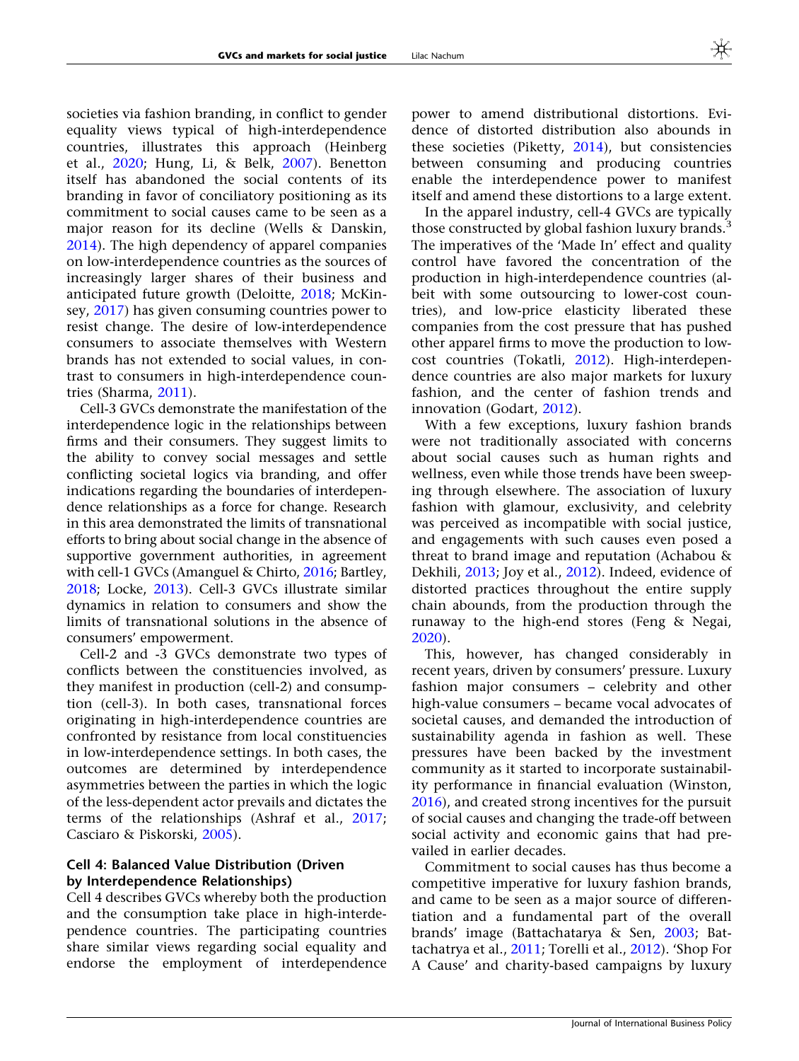societies via fashion branding, in conflict to gender equality views typical of high-interdependence countries, illustrates this approach (Heinberg et al., 2020; Hung, Li, & Belk, 2007). Benetton itself has abandoned the social contents of its branding in favor of conciliatory positioning as its commitment to social causes came to be seen as a major reason for its decline (Wells & Danskin, 2014). The high dependency of apparel companies on low-interdependence countries as the sources of increasingly larger shares of their business and anticipated future growth (Deloitte, 2018; McKinsey, 2017) has given consuming countries power to resist change. The desire of low-interdependence consumers to associate themselves with Western brands has not extended to social values, in contrast to consumers in high-interdependence countries (Sharma, 2011).

Cell-3 GVCs demonstrate the manifestation of the interdependence logic in the relationships between firms and their consumers. They suggest limits to the ability to convey social messages and settle conflicting societal logics via branding, and offer indications regarding the boundaries of interdependence relationships as a force for change. Research in this area demonstrated the limits of transnational efforts to bring about social change in the absence of supportive government authorities, in agreement with cell-1 GVCs (Amanguel & Chirto, 2016; Bartley, 2018; Locke, 2013). Cell-3 GVCs illustrate similar dynamics in relation to consumers and show the limits of transnational solutions in the absence of consumers' empowerment.

Cell-2 and -3 GVCs demonstrate two types of conflicts between the constituencies involved, as they manifest in production (cell-2) and consumption (cell-3). In both cases, transnational forces originating in high-interdependence countries are confronted by resistance from local constituencies in low-interdependence settings. In both cases, the outcomes are determined by interdependence asymmetries between the parties in which the logic of the less-dependent actor prevails and dictates the terms of the relationships (Ashraf et al., 2017; Casciaro & Piskorski, 2005).

### Cell 4: Balanced Value Distribution (Driven by Interdependence Relationships)

Cell 4 describes GVCs whereby both the production and the consumption take place in high-interdependence countries. The participating countries share similar views regarding social equality and endorse the employment of interdependence power to amend distributional distortions. Evidence of distorted distribution also abounds in these societies (Piketty, 2014), but consistencies between consuming and producing countries enable the interdependence power to manifest itself and amend these distortions to a large extent.

In the apparel industry, cell-4 GVCs are typically those constructed by global fashion luxury brands.[3] The imperatives of the 'Made In' effect and quality control have favored the concentration of the production in high-interdependence countries (albeit with some outsourcing to lower-cost countries), and low-price elasticity liberated these companies from the cost pressure that has pushed other apparel firms to move the production to low-cost countries (Tokatli, 2012). High-interdependence countries are also major markets for luxury fashion, and the center of fashion trends and innovation (Godart, 2012).

With a few exceptions, luxury fashion brands were not traditionally associated with concerns about social causes such as human rights and wellness, even while those trends have been sweeping through elsewhere. The association of luxury fashion with glamour, exclusivity, and celebrity was perceived as incompatible with social justice, and engagements with such causes even posed a threat to brand image and reputation (Achabou & Dekhili, 2013; Joy et al., 2012). Indeed, evidence of distorted practices throughout the entire supply chain abounds, from the production through the runaway to the high-end stores (Feng & Negai, 2020).

This, however, has changed considerably in recent years, driven by consumers' pressure. Luxury fashion major consumers – celebrity and other high-value consumers – became vocal advocates of societal causes, and demanded the introduction of sustainability agenda in fashion as well. These pressures have been backed by the investment community as it started to incorporate sustainability performance in financial evaluation (Winston, 2016), and created strong incentives for the pursuit of social causes and changing the trade-off between social activity and economic gains that had prevailed in earlier decades.

Commitment to social causes has thus become a competitive imperative for luxury fashion brands, and came to be seen as a major source of differentiation and a fundamental part of the overall brands' image (Battachatarya & Sen, 2003; Battachatrya et al., 2011; Torelli et al., 2012). 'Shop For A Cause' and charity-based campaigns by luxury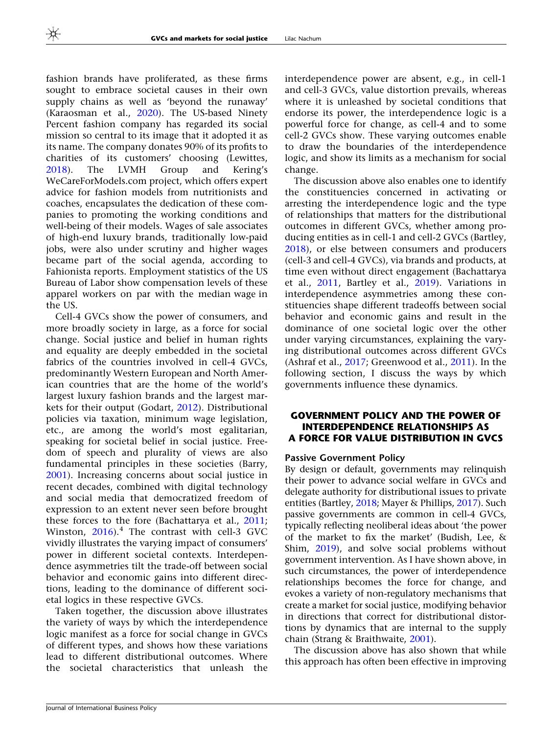fashion brands have proliferated, as these firms sought to embrace societal causes in their own supply chains as well as 'beyond the runaway' (Karaosman et al., 2020). The US-based Ninety Percent fashion company has regarded its social mission so central to its image that it adopted it as its name. The company donates 90% of its profits to charities of its customers' choosing (Lewittes, 2018). The LVMH Group and Kering's WeCareForModels.com project, which offers expert advice for fashion models from nutritionists and coaches, encapsulates the dedication of these companies to promoting the working conditions and well-being of their models. Wages of sale associates of high-end luxury brands, traditionally low-paid jobs, were also under scrutiny and higher wages became part of the social agenda, according to Fahionista reports. Employment statistics of the US Bureau of Labor show compensation levels of these apparel workers on par with the median wage in the US.

Cell-4 GVCs show the power of consumers, and more broadly society in large, as a force for social change. Social justice and belief in human rights and equality are deeply embedded in the societal fabrics of the countries involved in cell-4 GVCs, predominantly Western European and North American countries that are the home of the world's largest luxury fashion brands and the largest markets for their output (Godart, 2012). Distributional policies via taxation, minimum wage legislation, etc., are among the world's most egalitarian, speaking for societal belief in social justice. Freedom of speech and plurality of views are also fundamental principles in these societies (Barry, 2001). Increasing concerns about social justice in recent decades, combined with digital technology and social media that democratized freedom of expression to an extent never seen before brought these forces to the fore (Bachattarya et al., 2011; Winston, 2016).[4] The contrast with cell-3 GVC vividly illustrates the varying impact of consumers' power in different societal contexts. Interdependence asymmetries tilt the trade-off between social behavior and economic gains into different directions, leading to the dominance of different societal logics in these respective GVCs.

Taken together, the discussion above illustrates the variety of ways by which the interdependence logic manifest as a force for social change in GVCs of different types, and shows how these variations lead to different distributional outcomes. Where the societal characteristics that unleash the interdependence power are absent, e.g., in cell-1 and cell-3 GVCs, value distortion prevails, whereas where it is unleashed by societal conditions that endorse its power, the interdependence logic is a powerful force for change, as cell-4 and to some cell-2 GVCs show. These varying outcomes enable to draw the boundaries of the interdependence logic, and show its limits as a mechanism for social change.

The discussion above also enables one to identify the constituencies concerned in activating or arresting the interdependence logic and the type of relationships that matters for the distributional outcomes in different GVCs, whether among producing entities as in cell-1 and cell-2 GVCs (Bartley, 2018), or else between consumers and producers (cell-3 and cell-4 GVCs), via brands and products, at time even without direct engagement (Bachattarya et al., 2011, Bartley et al., 2019). Variations in interdependence asymmetries among these constituencies shape different tradeoffs between social behavior and economic gains and result in the dominance of one societal logic over the other under varying circumstances, explaining the varying distributional outcomes across different GVCs (Ashraf et al., 2017; Greenwood et al., 2011). In the following section, I discuss the ways by which governments influence these dynamics.

## GOVERNMENT POLICY AND THE POWER OF INTERDEPENDENCE RELATIONSHIPS AS A FORCE FOR VALUE DISTRIBUTION IN GVCS

### Passive Government Policy

By design or default, governments may relinquish their power to advance social welfare in GVCs and delegate authority for distributional issues to private entities (Bartley, 2018; Mayer & Phillips, 2017). Such passive governments are common in cell-4 GVCs, typically reflecting neoliberal ideas about 'the power of the market to fix the market' (Budish, Lee, & Shim, 2019), and solve social problems without government intervention. As I have shown above, in such circumstances, the power of interdependence relationships becomes the force for change, and evokes a variety of non-regulatory mechanisms that create a market for social justice, modifying behavior in directions that correct for distributional distortions by dynamics that are internal to the supply chain (Strang & Braithwaite, 2001).

The discussion above has also shown that while this approach has often been effective in improving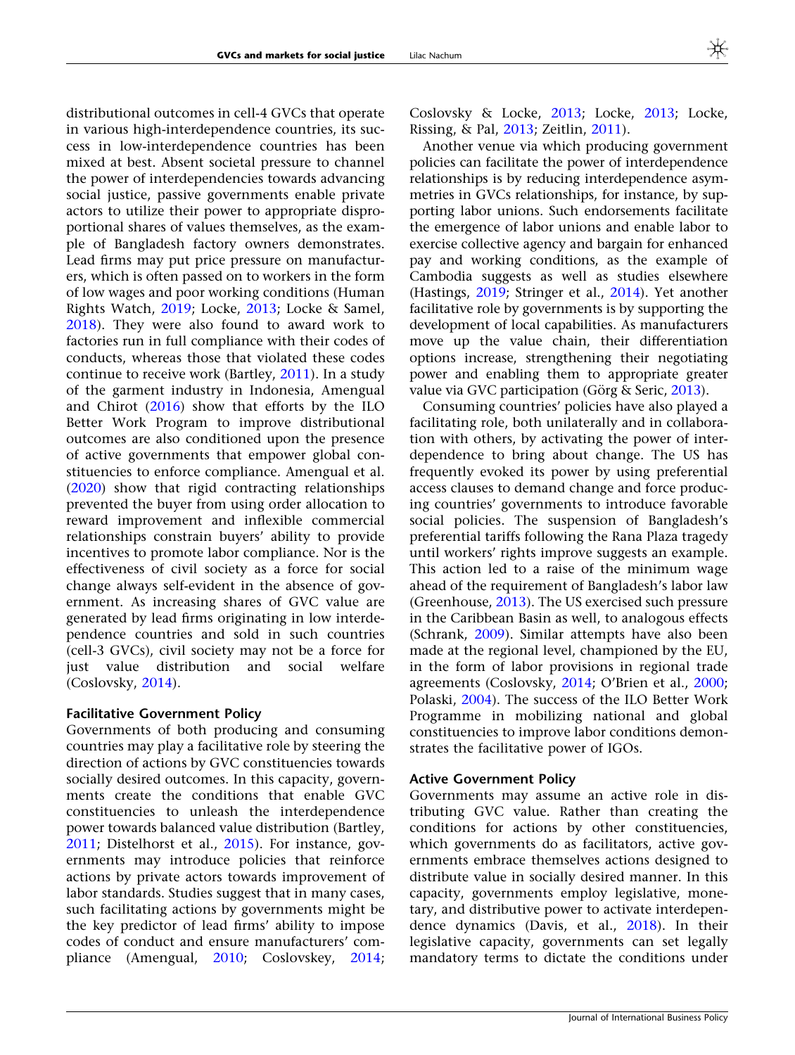distributional outcomes in cell-4 GVCs that operate in various high-interdependence countries, its success in low-interdependence countries has been mixed at best. Absent societal pressure to channel the power of interdependencies towards advancing social justice, passive governments enable private actors to utilize their power to appropriate disproportional shares of values themselves, as the example of Bangladesh factory owners demonstrates. Lead firms may put price pressure on manufacturers, which is often passed on to workers in the form of low wages and poor working conditions (Human Rights Watch, 2019; Locke, 2013; Locke & Samel, 2018). They were also found to award work to factories run in full compliance with their codes of conducts, whereas those that violated these codes continue to receive work (Bartley, 2011). In a study of the garment industry in Indonesia, Amengual and Chirot (2016) show that efforts by the ILO Better Work Program to improve distributional outcomes are also conditioned upon the presence of active governments that empower global constituencies to enforce compliance. Amengual et al. (2020) show that rigid contracting relationships prevented the buyer from using order allocation to reward improvement and inflexible commercial relationships constrain buyers' ability to provide incentives to promote labor compliance. Nor is the effectiveness of civil society as a force for social change always self-evident in the absence of government. As increasing shares of GVC value are generated by lead firms originating in low interdependence countries and sold in such countries (cell-3 GVCs), civil society may not be a force for just value distribution and social welfare (Coslovsky, 2014).

### Facilitative Government Policy

Governments of both producing and consuming countries may play a facilitative role by steering the direction of actions by GVC constituencies towards socially desired outcomes. In this capacity, governments create the conditions that enable GVC constituencies to unleash the interdependence power towards balanced value distribution (Bartley, 2011; Distelhorst et al., 2015). For instance, governments may introduce policies that reinforce actions by private actors towards improvement of labor standards. Studies suggest that in many cases, such facilitating actions by governments might be the key predictor of lead firms' ability to impose codes of conduct and ensure manufacturers' compliance (Amengual, 2010; Coslovskey, 2014; Coslovsky & Locke, 2013; Locke, 2013; Locke, Rissing, & Pal, 2013; Zeitlin, 2011).

Another venue via which producing government policies can facilitate the power of interdependence relationships is by reducing interdependence asymmetries in GVCs relationships, for instance, by supporting labor unions. Such endorsements facilitate the emergence of labor unions and enable labor to exercise collective agency and bargain for enhanced pay and working conditions, as the example of Cambodia suggests as well as studies elsewhere (Hastings, 2019; Stringer et al., 2014). Yet another facilitative role by governments is by supporting the development of local capabilities. As manufacturers move up the value chain, their differentiation options increase, strengthening their negotiating power and enabling them to appropriate greater value via GVC participation (Görg & Seric, 2013).

Consuming countries' policies have also played a facilitating role, both unilaterally and in collaboration with others, by activating the power of interdependence to bring about change. The US has frequently evoked its power by using preferential access clauses to demand change and force producing countries' governments to introduce favorable social policies. The suspension of Bangladesh's preferential tariffs following the Rana Plaza tragedy until workers' rights improve suggests an example. This action led to a raise of the minimum wage ahead of the requirement of Bangladesh's labor law (Greenhouse, 2013). The US exercised such pressure in the Caribbean Basin as well, to analogous effects (Schrank, 2009). Similar attempts have also been made at the regional level, championed by the EU, in the form of labor provisions in regional trade agreements (Coslovsky, 2014; O'Brien et al., 2000; Polaski, 2004). The success of the ILO Better Work Programme in mobilizing national and global constituencies to improve labor conditions demonstrates the facilitative power of IGOs.

### Active Government Policy

Governments may assume an active role in distributing GVC value. Rather than creating the conditions for actions by other constituencies, which governments do as facilitators, active governments embrace themselves actions designed to distribute value in socially desired manner. In this capacity, governments employ legislative, monetary, and distributive power to activate interdependence dynamics (Davis, et al., 2018). In their legislative capacity, governments can set legally mandatory terms to dictate the conditions under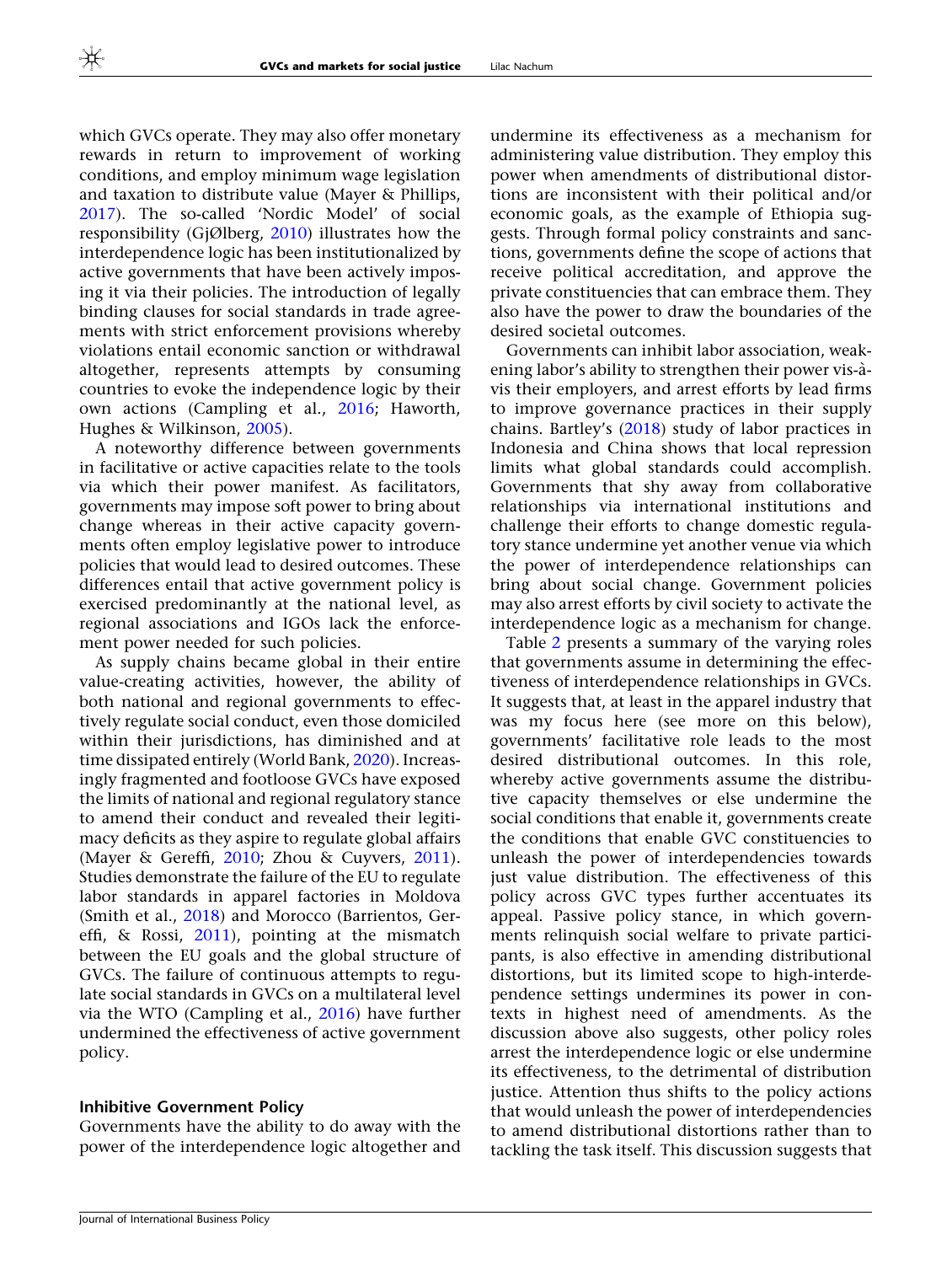which GVCs operate. They may also offer monetary rewards in return to improvement of working conditions, and employ minimum wage legislation and taxation to distribute value (Mayer & Phillips, 2017). The so-called 'Nordic Model' of social responsibility (GjØlberg, 2010) illustrates how the interdependence logic has been institutionalized by active governments that have been actively imposing it via their policies. The introduction of legally binding clauses for social standards in trade agreements with strict enforcement provisions whereby violations entail economic sanction or withdrawal altogether, represents attempts by consuming countries to evoke the independence logic by their own actions (Campling et al., 2016; Haworth, Hughes & Wilkinson, 2005).

A noteworthy difference between governments in facilitative or active capacities relate to the tools via which their power manifest. As facilitators, governments may impose soft power to bring about change whereas in their active capacity governments often employ legislative power to introduce policies that would lead to desired outcomes. These differences entail that active government policy is exercised predominantly at the national level, as regional associations and IGOs lack the enforcement power needed for such policies.

As supply chains became global in their entire value-creating activities, however, the ability of both national and regional governments to effectively regulate social conduct, even those domiciled within their jurisdictions, has diminished and at time dissipated entirely (World Bank, 2020). Increasingly fragmented and footloose GVCs have exposed the limits of national and regional regulatory stance to amend their conduct and revealed their legitimacy deficits as they aspire to regulate global affairs (Mayer & Gereffi, 2010; Zhou & Cuyvers, 2011). Studies demonstrate the failure of the EU to regulate labor standards in apparel factories in Moldova (Smith et al., 2018) and Morocco (Barrientos, Gereffi, & Rossi, 2011), pointing at the mismatch between the EU goals and the global structure of GVCs. The failure of continuous attempts to regulate social standards in GVCs on a multilateral level via the WTO (Campling et al., 2016) have further undermined the effectiveness of active government policy.

### Inhibitive Government Policy

Governments have the ability to do away with the power of the interdependence logic altogether and undermine its effectiveness as a mechanism for administering value distribution. They employ this power when amendments of distributional distortions are inconsistent with their political and/or economic goals, as the example of Ethiopia suggests. Through formal policy constraints and sanctions, governments define the scope of actions that receive political accreditation, and approve the private constituencies that can embrace them. They also have the power to draw the boundaries of the desired societal outcomes.

Governments can inhibit labor association, weakening labor's ability to strengthen their power vis-à-vis their employers, and arrest efforts by lead firms to improve governance practices in their supply chains. Bartley's (2018) study of labor practices in Indonesia and China shows that local repression limits what global standards could accomplish. Governments that shy away from collaborative relationships via international institutions and challenge their efforts to change domestic regulatory stance undermine yet another venue via which the power of interdependence relationships can bring about social change. Government policies may also arrest efforts by civil society to activate the interdependence logic as a mechanism for change.

Table 2 presents a summary of the varying roles that governments assume in determining the effectiveness of interdependence relationships in GVCs. It suggests that, at least in the apparel industry that was my focus here (see more on this below), governments' facilitative role leads to the most desired distributional outcomes. In this role, whereby active governments assume the distributive capacity themselves or else undermine the social conditions that enable it, governments create the conditions that enable GVC constituencies to unleash the power of interdependencies towards just value distribution. The effectiveness of this policy across GVC types further accentuates its appeal. Passive policy stance, in which governments relinquish social welfare to private participants, is also effective in amending distributional distortions, but its limited scope to high-interdependence settings undermines its power in contexts in highest need of amendments. As the discussion above also suggests, other policy roles arrest the interdependence logic or else undermine its effectiveness, to the detrimental of distribution justice. Attention thus shifts to the policy actions that would unleash the power of the interdependencies to amend distributional distortions rather than to tackling the task itself. This discussion suggests that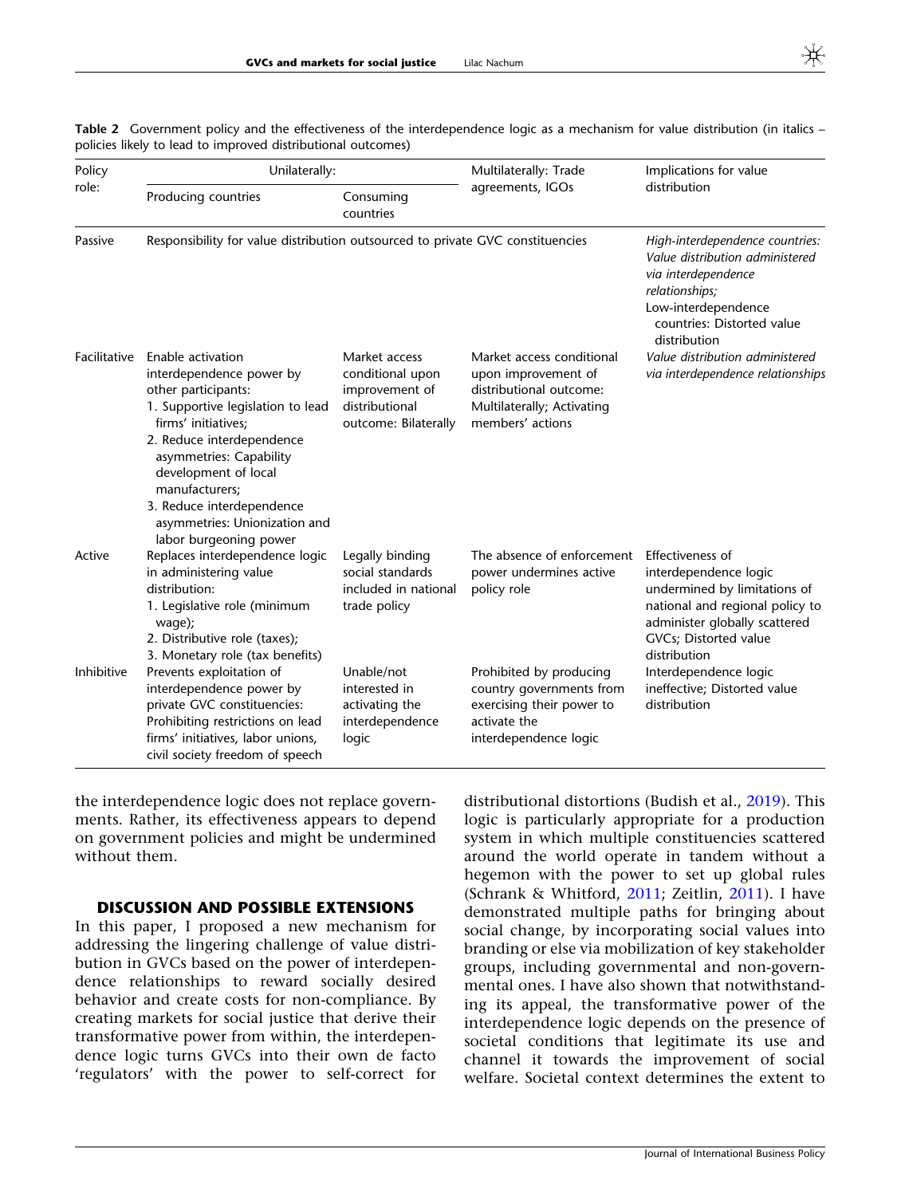Table 2 Government policy and the effectiveness of the interdependence logic as a mechanism for value distribution (in italics – policies likely to lead to improved distributional outcomes)

| Policy role: | Unilaterally: | | Multilaterally: Trade agreements, IGOs | Implications for value distribution |
|---|---|---|---|---|
| | Producing countries | Consuming countries | | |
| Passive | Responsibility for value distribution outsourced to private GVC constituencies | | | *High-interdependence countries: Value distribution administered via interdependence relationships;* Low-interdependence countries: Distorted value distribution |
| Facilitative | Enable activation interdependence power by other participants: 1. Supportive legislation to lead firms' initiatives; 2. Reduce interdependence asymmetries: Capability development of local manufacturers; 3. Reduce interdependence asymmetries: Unionization and labor burgeoning power | Market access conditional upon improvement of distributional outcome: Bilaterally | Market access conditional upon improvement of distributional outcome: Multilaterally; Activating members' actions | *Value distribution administered via interdependence relationships* |
| Active | Replaces interdependence logic in administering value distribution: 1. Legislative role (minimum wage); 2. Distributive role (taxes); 3. Monetary role (tax benefits) | Legally binding social standards included in national trade policy | The absence of enforcement power undermines active policy role | Effectiveness of interdependence logic undermined by limitations of national and regional policy to administer globally scattered GVCs; Distorted value distribution |
| Inhibitive | Prevents exploitation of interdependence power by private GVC constituencies: Prohibiting restrictions on lead firms' initiatives, labor unions, civil society freedom of speech | Unable/not interested in activating the interdependence logic | Prohibited by producing country governments from exercising their power to activate the interdependence logic | Interdependence logic ineffective; Distorted value distribution |

the interdependence logic does not replace governments. Rather, its effectiveness appears to depend on government policies and might be undermined without them.

## DISCUSSION AND POSSIBLE EXTENSIONS

In this paper, I proposed a new mechanism for addressing the lingering challenge of value distribution in GVCs based on the power of interdependence relationships to reward socially desired behavior and create costs for non-compliance. By creating markets for social justice that derive their transformative power from within, the interdependence logic turns GVCs into their own de facto 'regulators' with the power to self-correct for distributional distortions (Budish et al., 2019). This logic is particularly appropriate for a production system in which multiple constituencies scattered around the world operate in tandem without a hegemon with the power to set up global rules (Schrank & Whitford, 2011; Zeitlin, 2011). I have demonstrated multiple paths for bringing about social change, by incorporating social values into branding or else via mobilization of key stakeholder groups, including governmental and non-governmental ones. I have also shown that notwithstanding its appeal, the transformative power of the interdependence logic depends on the presence of societal conditions that legitimate its use and channel it towards the improvement of social welfare. Societal context determines the extent to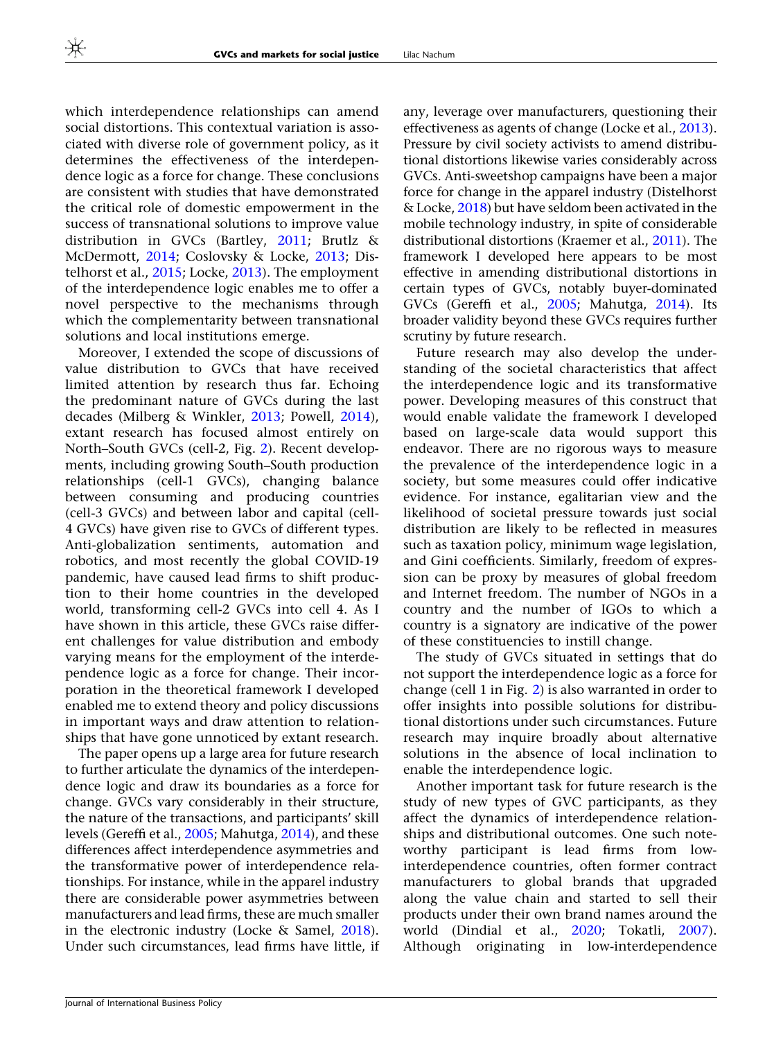which interdependence relationships can amend social distortions. This contextual variation is associated with diverse role of government policy, as it determines the effectiveness of the interdependence logic as a force for change. These conclusions are consistent with studies that have demonstrated the critical role of domestic empowerment in the success of transnational solutions to improve value distribution in GVCs (Bartley, 2011; Brutlz & McDermott, 2014; Coslovsky & Locke, 2013; Distelhorst et al., 2015; Locke, 2013). The employment of the interdependence logic enables me to offer a novel perspective to the mechanisms through which the complementarity between transnational solutions and local institutions emerge.

Moreover, I extended the scope of discussions of value distribution to GVCs that have received limited attention by research thus far. Echoing the predominant nature of GVCs during the last decades (Milberg & Winkler, 2013; Powell, 2014), extant research has focused almost entirely on North–South GVCs (cell-2, Fig. 2). Recent developments, including growing South–South production relationships (cell-1 GVCs), changing balance between consuming and producing countries (cell-3 GVCs) and between labor and capital (cell-4 GVCs) have given rise to GVCs of different types. Anti-globalization sentiments, automation and robotics, and most recently the global COVID-19 pandemic, have caused lead firms to shift production to their home countries in the developed world, transforming cell-2 GVCs into cell 4. As I have shown in this article, these GVCs raise different challenges for value distribution and embody varying means for the employment of the interdependence logic as a force for change. Their incorporation in the theoretical framework I developed enabled me to extend theory and policy discussions in important ways and draw attention to relationships that have gone unnoticed by extant research.

The paper opens up a large area for future research to further articulate the dynamics of the interdependence logic and draw its boundaries as a force for change. GVCs vary considerably in their structure, the nature of the transactions, and participants' skill levels (Gereffi et al., 2005; Mahutga, 2014), and these differences affect interdependence asymmetries and the transformative power of interdependence relationships. For instance, while in the apparel industry there are considerable power asymmetries between manufacturers and lead firms, these are much smaller in the electronic industry (Locke & Samel, 2018). Under such circumstances, lead firms have little, if any, leverage over manufacturers, questioning their effectiveness as agents of change (Locke et al., 2013). Pressure by civil society activists to amend distributional distortions likewise varies considerably across GVCs. Anti-sweetshop campaigns have been a major force for change in the apparel industry (Distelhorst & Locke, 2018) but have seldom been activated in the mobile technology industry, in spite of considerable distributional distortions (Kraemer et al., 2011). The framework I developed here appears to be most effective in amending distributional distortions in certain types of GVCs, notably buyer-dominated GVCs (Gereffi et al., 2005; Mahutga, 2014). Its broader validity beyond these GVCs requires further scrutiny by future research.

Future research may also develop the understanding of the societal characteristics that affect the interdependence logic and its transformative power. Developing measures of this construct that would enable validate the framework I developed based on large-scale data would support this endeavor. There are no rigorous ways to measure the prevalence of the interdependence logic in a society, but some measures could offer indicative evidence. For instance, egalitarian view and the likelihood of societal pressure towards just social distribution are likely to be reflected in measures such as taxation policy, minimum wage legislation, and Gini coefficients. Similarly, freedom of expression can be proxy by measures of global freedom and Internet freedom. The number of NGOs in a country and the number of IGOs to which a country is a signatory are indicative of the power of these constituencies to instill change.

The study of GVCs situated in settings that do not support the interdependence logic as a force for change (cell 1 in Fig. 2) is also warranted in order to offer insights into possible solutions for distributional distortions under such circumstances. Future research may inquire broadly about alternative solutions in the absence of local inclination to enable the interdependence logic.

Another important task for future research is the study of new types of GVC participants, as they affect the dynamics of interdependence relationships and distributional outcomes. One such noteworthy participant is lead firms from low-interdependence countries, often former contract manufacturers to global brands that upgraded along the value chain and started to sell their products under their own brand names around the world (Dindial et al., 2020; Tokatli, 2007). Although originating in low-interdependence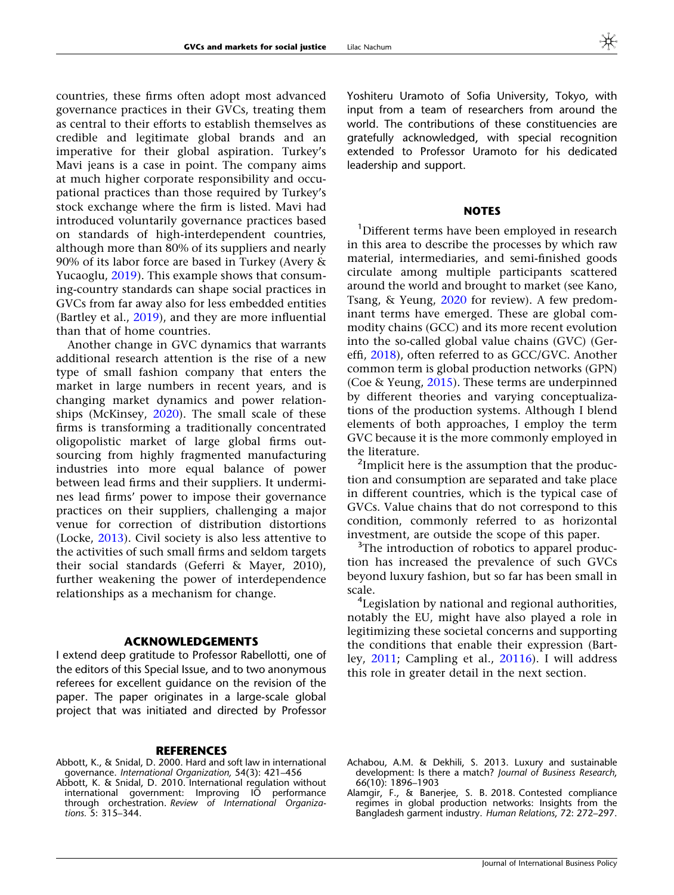countries, these firms often adopt most advanced governance practices in their GVCs, treating them as central to their efforts to establish themselves as credible and legitimate global brands and an imperative for their global aspiration. Turkey's Mavi jeans is a case in point. The company aims at much higher corporate responsibility and occupational practices than those required by Turkey's stock exchange where the firm is listed. Mavi had introduced voluntarily governance practices based on standards of high-interdependent countries, although more than 80% of its suppliers and nearly 90% of its labor force are based in Turkey (Avery & Yucaoglu, 2019). This example shows that consuming-country standards can shape social practices in GVCs from far away also for less embedded entities (Bartley et al., 2019), and they are more influential than that of home countries.

Another change in GVC dynamics that warrants additional research attention is the rise of a new type of small fashion company that enters the market in large numbers in recent years, and is changing market dynamics and power relationships (McKinsey, 2020). The small scale of these firms is transforming a traditionally concentrated oligopolistic market of large global firms outsourcing from highly fragmented manufacturing industries into more equal balance of power between lead firms and their suppliers. It undermines lead firms' power to impose their governance practices on their suppliers, challenging a major venue for correction of distribution distortions (Locke, 2013). Civil society is also less attentive to the activities of such small firms and seldom targets their social standards (Geferri & Mayer, 2010), further weakening the power of interdependence relationships as a mechanism for change.

## ACKNOWLEDGEMENTS

I extend deep gratitude to Professor Rabellotti, one of the editors of this Special Issue, and to two anonymous referees for excellent guidance on the revision of the paper. The paper originates in a large-scale global project that was initiated and directed by Professor Yoshiteru Uramoto of Sofia University, Tokyo, with input from a team of researchers from around the world. The contributions of these constituencies are gratefully acknowledged, with special recognition extended to Professor Uramoto for his dedicated leadership and support.

## NOTES

[1]Different terms have been employed in research in this area to describe the processes by which raw material, intermediaries, and semi-finished goods circulate among multiple participants scattered around the world and brought to market (see Kano, Tsang, & Yeung, 2020 for review). A few predominant terms have emerged. These are global commodity chains (GCC) and its more recent evolution into the so-called global value chains (GVC) (Gereffi, 2018), often referred to as GCC/GVC. Another common term is global production networks (GPN) (Coe & Yeung, 2015). These terms are underpinned by different theories and varying conceptualizations of the production systems. Although I blend elements of both approaches, I employ the term GVC because it is the more commonly employed in the literature.

[2]Implicit here is the assumption that the production and consumption are separated and take place in different countries, which is the typical case of GVCs. Value chains that do not correspond to this condition, commonly referred to as horizontal investment, are outside the scope of this paper.

[3]The introduction of robotics to apparel production has increased the prevalence of such GVCs beyond luxury fashion, but so far has been small in scale.

[4]Legislation by national and regional authorities, notably the EU, might have also played a role in legitimizing these societal concerns and supporting the conditions that enable their expression (Bartley, 2011; Campling et al., 20116). I will address this role in greater detail in the next section.

## REFERENCES

Abbott, K., & Snidal, D. 2000. Hard and soft law in international governance. *International Organization,* 54(3): 421–456

Abbott, K. & Snidal, D. 2010. International regulation without international government: Improving IO performance through orchestration. *Review of International Organizations.* 5: 315–344.

Achabou, A.M. & Dekhili, S. 2013. Luxury and sustainable development: Is there a match? *Journal of Business Research,* 66(10): 1896–1903

Alamgir, F., & Banerjee, S. B. 2018. Contested compliance regimes in global production networks: Insights from the Bangladesh garment industry. *Human Relations,* 72: 272–297.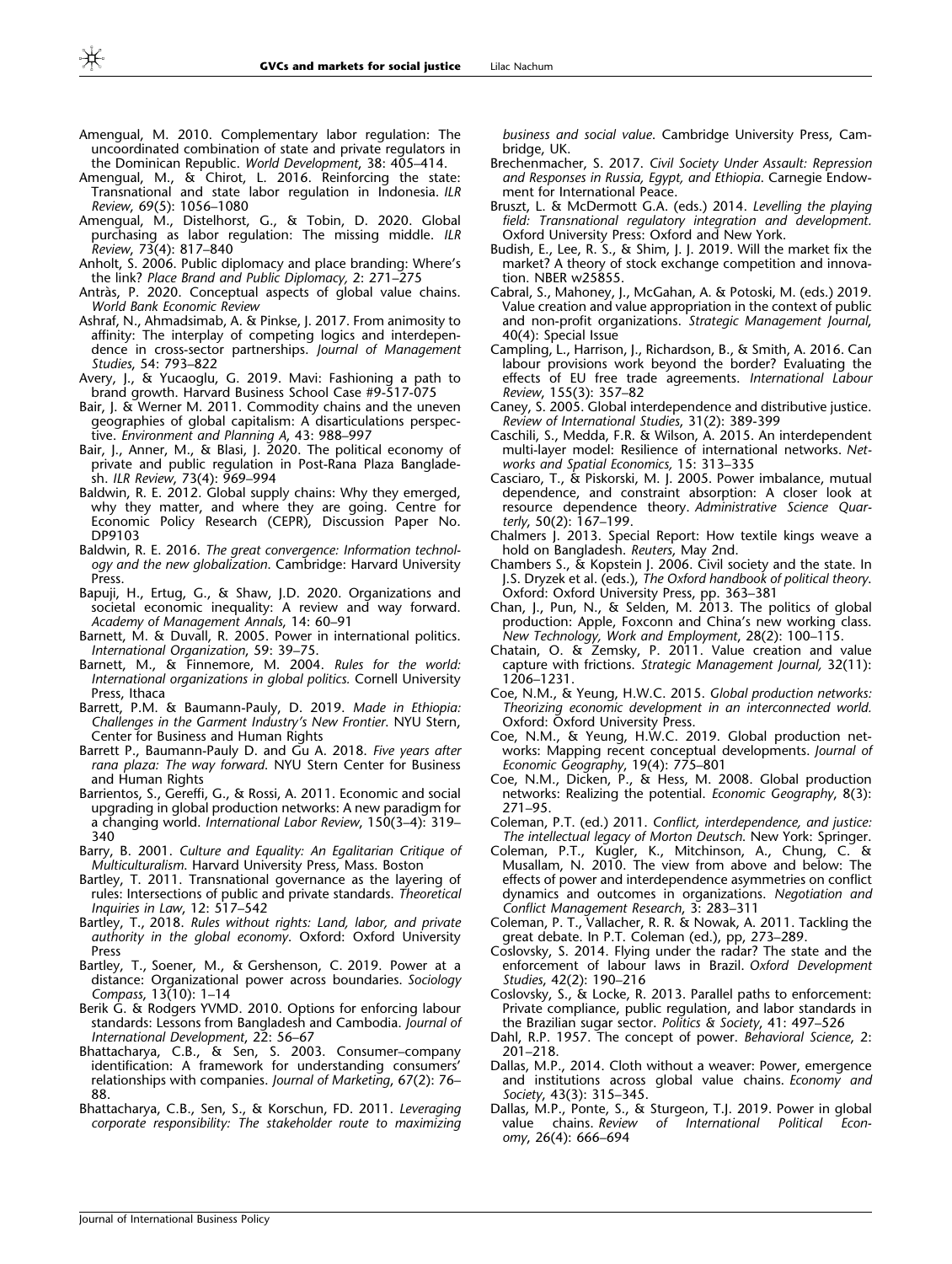Amengual, M. 2010. Complementary labor regulation: The uncoordinated combination of state and private regulators in the Dominican Republic. *World Development*, 38: 405–414.

Amengual, M., & Chirot, L. 2016. Reinforcing the state: Transnational and state labor regulation in Indonesia. *ILR Review*, 69(5): 1056–1080

Amengual, M., Distelhorst, G., & Tobin, D. 2020. Global purchasing as labor regulation: The missing middle. *ILR Review*, 73(4): 817–840

Anholt, S. 2006. Public diplomacy and place branding: Where's the link? *Place Brand and Public Diplomacy,* 2: 271–275

Antràs, P. 2020. Conceptual aspects of global value chains. *World Bank Economic Review*

Ashraf, N., Ahmadsimab, A. & Pinkse, J. 2017. From animosity to affinity: The interplay of competing logics and interdependence in cross-sector partnerships. *Journal of Management Studies*, 54: 793–822

Avery, J., & Yucaoglu, G. 2019. Mavi: Fashioning a path to brand growth. Harvard Business School Case #9-517-075

Bair, J. & Werner M. 2011. Commodity chains and the uneven geographies of global capitalism: A disarticulations perspective. *Environment and Planning A*, 43: 988–997

Bair, J., Anner, M., & Blasi, J. 2020. The political economy of private and public regulation in Post-Rana Plaza Bangladesh. *ILR Review*, 73(4): 969–994

Baldwin, R. E. 2012. Global supply chains: Why they emerged, why they matter, and where they are going. Centre for Economic Policy Research (CEPR), Discussion Paper No. DP9103

Baldwin, R. E. 2016. *The great convergence: Information technology and the new globalization*. Cambridge: Harvard University Press.

Bapuji, H., Ertug, G., & Shaw, J.D. 2020. Organizations and societal economic inequality: A review and way forward. *Academy of Management Annals*, 14: 60–91

Barnett, M. & Duvall, R. 2005. Power in international politics. *International Organization*, 59: 39–75.

Barnett, M., & Finnemore, M. 2004. *Rules for the world: International organizations in global politics.* Cornell University Press, Ithaca

Barrett, P.M. & Baumann-Pauly, D. 2019. *Made in Ethiopia: Challenges in the Garment Industry's New Frontier*. NYU Stern, Center for Business and Human Rights

Barrett P., Baumann-Pauly D. and Gu A. 2018. *Five years after rana plaza: The way forward*. NYU Stern Center for Business and Human Rights

Barrientos, S., Gereffi, G., & Rossi, A. 2011. Economic and social upgrading in global production networks: A new paradigm for a changing world. *International Labor Review*, 150(3–4): 319–340

Barry, B. 2001. *Culture and Equality: An Egalitarian Critique of Multiculturalism*. Harvard University Press, Mass. Boston

Bartley, T. 2011. Transnational governance as the layering of rules: Intersections of public and private standards. *Theoretical Inquiries in Law*, 12: 517–542

Bartley, T., 2018. *Rules without rights: Land, labor, and private authority in the global economy*. Oxford: Oxford University Press

Bartley, T., Soener, M., & Gershenson, C. 2019. Power at a distance: Organizational power across boundaries. *Sociology Compass*, 13(10): 1–14

Berik G. & Rodgers YVMD. 2010. Options for enforcing labour standards: Lessons from Bangladesh and Cambodia. *Journal of International Development*, 22: 56–67

Bhattacharya, C.B., & Sen, S. 2003. Consumer–company identification: A framework for understanding consumers' relationships with companies. *Journal of Marketing*, 67(2): 76–88.

Bhattacharya, C.B., Sen, S., & Korschun, FD. 2011. *Leveraging corporate responsibility: The stakeholder route to maximizing business and social value*. Cambridge University Press, Cambridge, UK.

Brechenmacher, S. 2017. *Civil Society Under Assault: Repression and Responses in Russia, Egypt, and Ethiopia*. Carnegie Endowment for International Peace.

Bruszt, L. & McDermott G.A. (eds.) 2014. *Levelling the playing field: Transnational regulatory integration and development.* Oxford University Press: Oxford and New York.

Budish, E., Lee, R. S., & Shim, J. J. 2019. Will the market fix the market? A theory of stock exchange competition and innovation. NBER w25855.

Cabral, S., Mahoney, J., McGahan, A. & Potoski, M. (eds.) 2019. Value creation and value appropriation in the context of public and non-profit organizations. *Strategic Management Journal*, 40(4): Special Issue

Campling, L., Harrison, J., Richardson, B., & Smith, A. 2016. Can labour provisions work beyond the border? Evaluating the effects of EU free trade agreements. *International Labour Review*, 155(3): 357–82

Caney, S. 2005. Global interdependence and distributive justice. *Review of International Studies*, 31(2): 389-399

Caschili, S., Medda, F.R. & Wilson, A. 2015. An interdependent multi-layer model: Resilience of international networks. *Networks and Spatial Economics,* 15: 313–335

Casciaro, T., & Piskorski, M. J. 2005. Power imbalance, mutual dependence, and constraint absorption: A closer look at resource dependence theory. *Administrative Science Quarterly*, 50(2): 167–199.

Chalmers J. 2013. Special Report: How textile kings weave a hold on Bangladesh. *Reuters*, May 2nd.

Chambers S., & Kopstein J. 2006. Civil society and the state. In J.S. Dryzek et al. (eds.), *The Oxford handbook of political theory*. Oxford: Oxford University Press, pp. 363–381

Chan, J., Pun, N., & Selden, M. 2013. The politics of global production: Apple, Foxconn and China's new working class. *New Technology, Work and Employment*, 28(2): 100–115.

Chatain, O. & Zemsky, P. 2011. Value creation and value capture with frictions. *Strategic Management Journal,* 32(11): 1206–1231.

Coe, N.M., & Yeung, H.W.C. 2015. *Global production networks: Theorizing economic development in an interconnected world.* Oxford: Oxford University Press.

Coe, N.M., & Yeung, H.W.C. 2019. Global production networks: Mapping recent conceptual developments. *Journal of Economic Geography*, 19(4): 775–801

Coe, N.M., Dicken, P., & Hess, M. 2008. Global production networks: Realizing the potential. *Economic Geography*, 8(3): 271–95.

Coleman, P.T. (ed.) 2011. *Conflict, interdependence, and justice: The intellectual legacy of Morton Deutsch.* New York: Springer.

Coleman, P.T., Kugler, K., Mitchinson, A., Chung, C. & Musallam, N. 2010. The view from above and below: The effects of power and interdependence asymmetries on conflict dynamics and outcomes in organizations. *Negotiation and Conflict Management Research*, 3: 283–311

Coleman, P. T., Vallacher, R. R. & Nowak, A. 2011. Tackling the great debate. In P.T. Coleman (ed.), pp, 273–289.

Coslovsky, S. 2014. Flying under the radar? The state and the enforcement of labour laws in Brazil. *Oxford Development Studies*, 42(2): 190–216

Coslovsky, S., & Locke, R. 2013. Parallel paths to enforcement: Private compliance, public regulation, and labor standards in the Brazilian sugar sector. *Politics & Society*, 41: 497–526

Dahl, R.P. 1957. The concept of power. *Behavioral Science*, 2: 201–218.

Dallas, M.P., 2014. Cloth without a weaver: Power, emergence and institutions across global value chains. *Economy and Society*, 43(3): 315–345.

Dallas, M.P., Ponte, S., & Sturgeon, T.J. 2019. Power in global value chains. *Review of International Political Economy*, 26(4): 666–694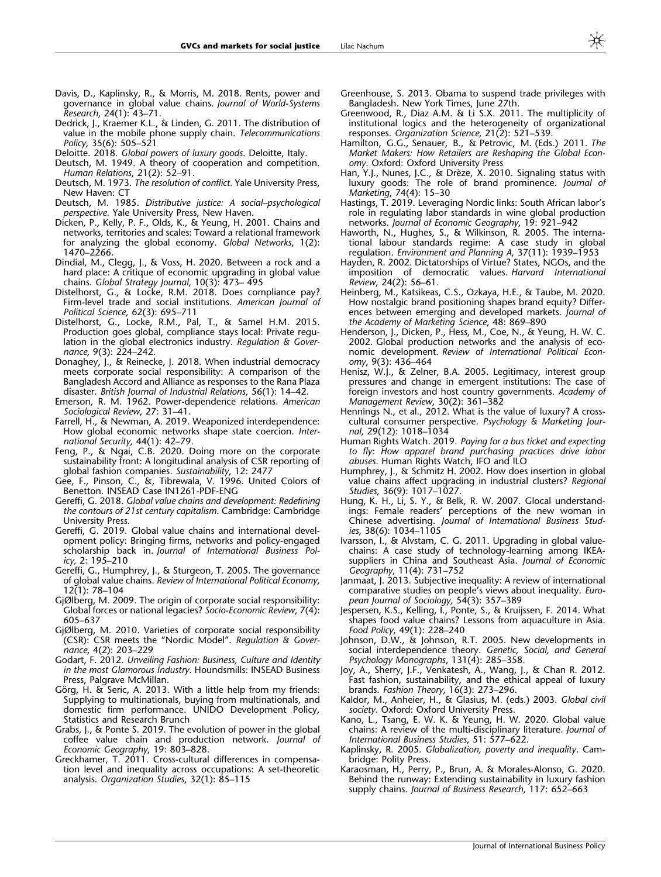Davis, D., Kaplinsky, R., & Morris, M. 2018. Rents, power and governance in global value chains. *Journal of World-Systems Research*, 24(1): 43–71.

Dedrick, J., Kraemer K.L., & Linden, G. 2011. The distribution of value in the mobile phone supply chain. *Telecommunications Policy*, 35(6): 505–521

Deloitte. 2018. *Global powers of luxury goods*. Deloitte, Italy.

Deutsch, M. 1949. A theory of cooperation and competition. *Human Relations*, 21(2): 52–91.

Deutsch, M. 1973. *The resolution of conflict*. Yale University Press, New Haven: CT

Deutsch, M. 1985. *Distributive justice: A social–psychological perspective*. Yale University Press, New Haven.

Dicken, P., Kelly, P. F., Olds, K., & Yeung, H. 2001. Chains and networks, territories and scales: Toward a relational framework for analyzing the global economy. *Global Networks*, 1(2): 1470–2266.

Dindial, M., Clegg, J., & Voss, H. 2020. Between a rock and a hard place: A critique of economic upgrading in global value chains. *Global Strategy Journal*, 10(3): 473– 495

Distelhorst, G., & Locke, R.M. 2018. Does compliance pay? Firm-level trade and social institutions. *American Journal of Political Science*, 62(3): 695–711

Distelhorst, G., Locke, R.M., Pal, T., & Samel H.M. 2015. Production goes global, compliance stays local: Private regulation in the global electronics industry. *Regulation & Governance*, 9(3): 224–242.

Donaghey, J., & Reinecke, J. 2018. When industrial democracy meets corporate social responsibility: A comparison of the Bangladesh Accord and Alliance as responses to the Rana Plaza disaster. *British Journal of Industrial Relations*, 56(1): 14–42.

Emerson, R. M. 1962. Power-dependence relations. *American Sociological Review*, 27: 31–41.

Farrell, H., & Newman, A. 2019. Weaponized interdependence: How global economic networks shape state coercion. *International Security*, 44(1): 42–79.

Feng, P., & Ngai, C.B. 2020. Doing more on the corporate sustainability front: A longitudinal analysis of CSR reporting of global fashion companies. *Sustainability*, 12: 2477

Gee, F., Pinson, C., &, Tibrewala, V. 1996. United Colors of Benetton. INSEAD Case IN1261-PDF-ENG

Gereffi, G. 2018. *Global value chains and development: Redefining the contours of 21st century capitalism*. Cambridge: Cambridge University Press.

Gereffi, G. 2019. Global value chains and international development policy: Bringing firms, networks and policy-engaged scholarship back in. *Journal of International Business Policy*, 2: 195–210

Gereffi, G., Humphrey, J., & Sturgeon, T. 2005. The governance of global value chains. *Review of International Political Economy*, 12(1): 78–104

GjØlberg, M. 2009. The origin of corporate social responsibility: Global forces or national legacies? *Socio-Economic Review*, 7(4): 605–637

GjØlberg, M. 2010. Varieties of corporate social responsibility (CSR): CSR meets the "Nordic Model". *Regulation & Governance*, 4(2): 203–229

Godart, F. 2012. *Unveiling Fashion: Business, Culture and Identity in the most Glamorous Industry*. Houndsmills: INSEAD Business Press, Palgrave McMillan.

Görg, H. & Seric, A. 2013. With a little help from my friends: Supplying to multinationals, buying from multinationals, and domestic firm performance. UNIDO Development Policy, Statistics and Research Brunch

Grabs, J., & Ponte S. 2019. The evolution of power in the global coffee value chain and production network. *Journal of Economic Geography*, 19: 803–828.

Greckhamer, T. 2011. Cross-cultural differences in compensation level and inequality across occupations: A set-theoretic analysis. *Organization Studies*, 32(1): 85–115

Greenhouse, S. 2013. Obama to suspend trade privileges with Bangladesh. New York Times, June 27th.

Greenwood, R., Diaz A.M. & Li S.X. 2011. The multiplicity of institutional logics and the heterogeneity of organizational responses. *Organization Science*, 21(2): 521–539.

Hamilton, G.G., Senauer, B., & Petrovic, M. (Eds.) 2011. *The Market Makers: How Retailers are Reshaping the Global Economy*. Oxford: Oxford University Press

Han, Y.J., Nunes, J.C., & Drèze, X. 2010. Signaling status with luxury goods: The role of brand prominence. *Journal of Marketing*, 74(4): 15–30

Hastings, T. 2019. Leveraging Nordic links: South African labor's role in regulating labor standards in wine global production networks. *Journal of Economic Geography*, 19: 921–942

Haworth, N., Hughes, S., & Wilkinson, R. 2005. The international labour standards regime: A case study in global regulation. *Environment and Planning A*, 37(11): 1939–1953

Hayden, R. 2002. Dictatorships of Virtue? States, NGOs, and the imposition of democratic values. *Harvard International Review*, 24(2): 56–61.

Heinberg, M., Katsikeas, C.S., Ozkaya, H.E., & Taube, M. 2020. How nostalgic brand positioning shapes brand equity? Differences between emerging and developed markets. *Journal of the Academy of Marketing Science*, 48: 869–890

Henderson, J., Dicken, P., Hess, M., Coe, N., & Yeung, H. W. C. 2002. Global production networks and the analysis of economic development. *Review of International Political Economy*, 9(3): 436–464

Henisz, W.J., & Zelner, B.A. 2005. Legitimacy, interest group pressures and change in emergent institutions: The case of foreign investors and host country governments. *Academy of Management Review*, 30(2): 361–382

Hennings N., et al., 2012. What is the value of luxury? A cross-cultural consumer perspective. *Psychology & Marketing Journal*, 29(12): 1018–1034

Human Rights Watch. 2019. *Paying for a bus ticket and expecting to fly: How apparel brand purchasing practices drive labor abuses*. Human Rights Watch, IFO and ILO

Humphrey, J., & Schmitz H. 2002. How does insertion in global value chains affect upgrading in industrial clusters? *Regional Studies*, 36(9): 1017–1027.

Hung, K. H., Li, S. Y., & Belk, R. W. 2007. Glocal understandings: Female readers' perceptions of the new woman in Chinese advertising. *Journal of International Business Studies*, 38(6): 1034–1105

Ivarsson, I., & Alvstam, C. G. 2011. Upgrading in global value-chains: A case study of technology-learning among IKEA-suppliers in China and Southeast Asia. *Journal of Economic Geography*, 11(4): 731–752

Janmaat, J. 2013. Subjective inequality: A review of international comparative studies on people's views about inequality. *European Journal of Sociology*, 54(3): 357–389

Jespersen, K.S., Kelling, I., Ponte, S., & Kruijssen, F. 2014. What shapes food value chains? Lessons from aquaculture in Asia. *Food Policy*, 49(1): 228–240

Johnson, D.W., & Johnson, R.T. 2005. New developments in social interdependence theory. *Genetic, Social, and General Psychology Monographs*, 131(4): 285–358.

Joy, A., Sherry, J.F., Venkatesh, A., Wang, J., & Chan R. 2012. Fast fashion, sustainability, and the ethical appeal of luxury brands. *Fashion Theory*, 16(3): 273–296.

Kaldor, M., Anheier, H., & Glasius, M. (eds.) 2003. *Global civil society*. Oxford: Oxford University Press.

Kano, L., Tsang, E. W. K. & Yeung, H. W. 2020. Global value chains: A review of the multi-disciplinary literature. *Journal of International Business Studies*, 51: 577–622.

Kaplinsky, R. 2005. *Globalization, poverty and inequality*. Cambridge: Polity Press.

Karaosman, H., Perry, P., Brun, A. & Morales-Alonso, G. 2020. Behind the runway: Extending sustainability in luxury fashion supply chains. *Journal of Business Research*, 117: 652–663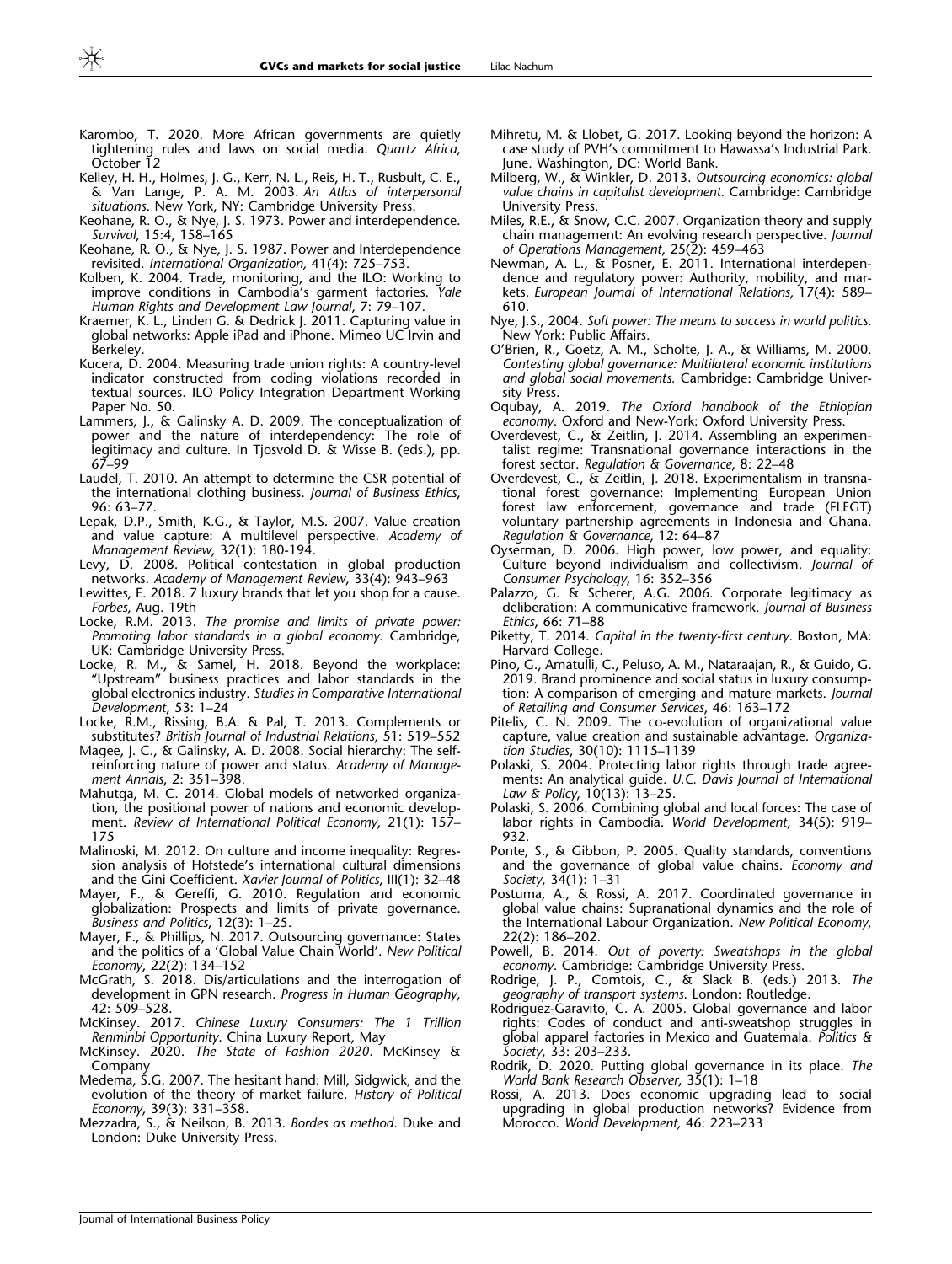Karombo, T. 2020. More African governments are quietly tightening rules and laws on social media. *Quartz Africa*, October 12

Kelley, H. H., Holmes, J. G., Kerr, N. L., Reis, H. T., Rusbult, C. E., & Van Lange, P. A. M. 2003. *An Atlas of interpersonal situations*. New York, NY: Cambridge University Press.

Keohane, R. O., & Nye, J. S. 1973. Power and interdependence. *Survival*, 15:4, 158–165

Keohane, R. O., & Nye, J. S. 1987. Power and Interdependence revisited. *International Organization,* 41(4): 725–753.

Kolben, K. 2004. Trade, monitoring, and the ILO: Working to improve conditions in Cambodia's garment factories. *Yale Human Rights and Development Law Journal*, 7: 79–107.

Kraemer, K. L., Linden G. & Dedrick J. 2011. Capturing value in global networks: Apple iPad and iPhone. Mimeo UC Irvin and Berkeley.

Kucera, D. 2004. Measuring trade union rights: A country-level indicator constructed from coding violations recorded in textual sources. ILO Policy Integration Department Working Paper No. 50.

Lammers, J., & Galinsky A. D. 2009. The conceptualization of power and the nature of interdependency: The role of legitimacy and culture. In Tjosvold D. & Wisse B. (eds.), pp. 67–99

Laudel, T. 2010. An attempt to determine the CSR potential of the international clothing business. *Journal of Business Ethics*, 96: 63–77.

Lepak, D.P., Smith, K.G., & Taylor, M.S. 2007. Value creation and value capture: A multilevel perspective. *Academy of Management Review*, 32(1): 180-194.

Levy, D. 2008. Political contestation in global production networks. *Academy of Management Review*, 33(4): 943–963

Lewittes, E. 2018. 7 luxury brands that let you shop for a cause. *Forbes*, Aug. 19th

Locke, R.M. 2013. *The promise and limits of private power: Promoting labor standards in a global economy.* Cambridge, UK: Cambridge University Press.

Locke, R. M., & Samel, H. 2018. Beyond the workplace: "Upstream" business practices and labor standards in the global electronics industry. *Studies in Comparative International Development*, 53: 1–24

Locke, R.M., Rissing, B.A. & Pal, T. 2013. Complements or substitutes? *British Journal of Industrial Relations*, 51: 519–552

Magee, J. C., & Galinsky, A. D. 2008. Social hierarchy: The self-reinforcing nature of power and status. *Academy of Management Annals*, 2: 351–398.

Mahutga, M. C. 2014. Global models of networked organization, the positional power of nations and economic development. *Review of International Political Economy*, 21(1): 157–175

Malinoski, M. 2012. On culture and income inequality: Regression analysis of Hofstede's international cultural dimensions and the Gini Coefficient. *Xavier Journal of Politics*, III(1): 32–48

Mayer, F., & Gereffi, G. 2010. Regulation and economic globalization: Prospects and limits of private governance. *Business and Politics*, 12(3): 1–25.

Mayer, F., & Phillips, N. 2017. Outsourcing governance: States and the politics of a 'Global Value Chain World'. *New Political Economy*, 22(2): 134–152

McGrath, S. 2018. Dis/articulations and the interrogation of development in GPN research. *Progress in Human Geography*, 42: 509–528.

McKinsey. 2017. *Chinese Luxury Consumers: The 1 Trillion Renminbi Opportunity*. China Luxury Report, May

McKinsey. 2020. *The State of Fashion 2020*. McKinsey & Company

Medema, S.G. 2007. The hesitant hand: Mill, Sidgwick, and the evolution of the theory of market failure. *History of Political Economy*, 39(3): 331–358.

Mezzadra, S., & Neilson, B. 2013. *Bordes as method*. Duke and London: Duke University Press.

Mihretu, M. & Llobet, G. 2017. Looking beyond the horizon: A case study of PVH's commitment to Hawassa's Industrial Park. June. Washington, DC: World Bank.

Milberg, W., & Winkler, D. 2013. *Outsourcing economics: global value chains in capitalist development.* Cambridge: Cambridge University Press.

Miles, R.E., & Snow, C.C. 2007. Organization theory and supply chain management: An evolving research perspective. *Journal of Operations Management*, 25(2): 459–463

Newman, A. L., & Posner, E. 2011. International interdependence and regulatory power: Authority, mobility, and markets. *European Journal of International Relations*, 17(4): 589–610.

Nye, J.S., 2004. *Soft power: The means to success in world politics.* New York: Public Affairs.

O'Brien, R., Goetz, A. M., Scholte, J. A., & Williams, M. 2000. *Contesting global governance: Multilateral economic institutions and global social movements.* Cambridge: Cambridge University Press.

Oqubay, A. 2019. *The Oxford handbook of the Ethiopian economy*. Oxford and New-York: Oxford University Press.

Overdevest, C., & Zeitlin, J. 2014. Assembling an experimentalist regime: Transnational governance interactions in the forest sector. *Regulation & Governance*, 8: 22–48

Overdevest, C., & Zeitlin, J. 2018. Experimentalism in transnational forest governance: Implementing European Union forest law enforcement, governance and trade (FLEGT) voluntary partnership agreements in Indonesia and Ghana. *Regulation & Governance*, 12: 64–87

Oyserman, D. 2006. High power, low power, and equality: Culture beyond individualism and collectivism. *Journal of Consumer Psychology*, 16: 352–356

Palazzo, G. & Scherer, A.G. 2006. Corporate legitimacy as deliberation: A communicative framework. *Journal of Business Ethics*, 66: 71–88

Piketty, T. 2014. *Capital in the twenty-first century*. Boston, MA: Harvard College.

Pino, G., Amatulli, C., Peluso, A. M., Nataraajan, R., & Guido, G. 2019. Brand prominence and social status in luxury consumption: A comparison of emerging and mature markets. *Journal of Retailing and Consumer Services*, 46: 163–172

Pitelis, C. N. 2009. The co-evolution of organizational value capture, value creation and sustainable advantage. *Organization Studies*, 30(10): 1115–1139

Polaski, S. 2004. Protecting labor rights through trade agreements: An analytical guide. *U.C. Davis Journal of International Law & Policy*, 10(13): 13–25.

Polaski, S. 2006. Combining global and local forces: The case of labor rights in Cambodia. *World Development*, 34(5): 919–932.

Ponte, S., & Gibbon, P. 2005. Quality standards, conventions and the governance of global value chains. *Economy and Society*, 34(1): 1–31

Postuma, A., & Rossi, A. 2017. Coordinated governance in global value chains: Supranational dynamics and the role of the International Labour Organization. *New Political Economy*, 22(2): 186–202.

Powell, B. 2014. *Out of poverty: Sweatshops in the global economy*. Cambridge: Cambridge University Press.

Rodrige, J. P., Comtois, C., & Slack B. (eds.) 2013. *The geography of transport systems*. London: Routledge.

Rodriguez-Garavito, C. A. 2005. Global governance and labor rights: Codes of conduct and anti-sweatshop struggles in global apparel factories in Mexico and Guatemala. *Politics & Society*, 33: 203–233.

Rodrik, D. 2020. Putting global governance in its place. *The World Bank Research Observer*, 35(1): 1–18

Rossi, A. 2013. Does economic upgrading lead to social upgrading in global production networks? Evidence from Morocco. *World Development,* 46: 223–233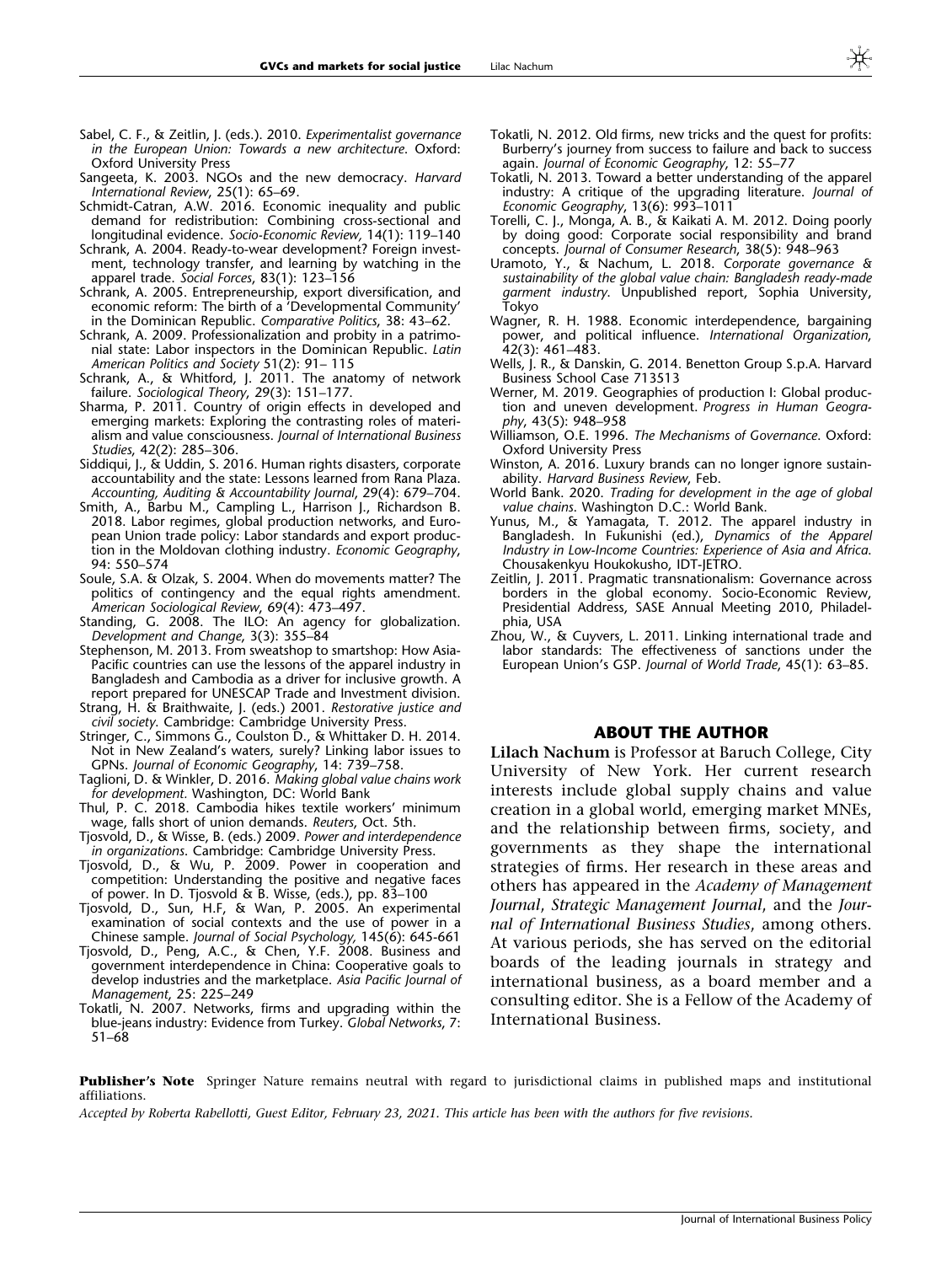Sabel, C. F., & Zeitlin, J. (eds.). 2010. *Experimentalist governance in the European Union: Towards a new architecture*. Oxford: Oxford University Press

Sangeeta, K. 2003. NGOs and the new democracy. *Harvard International Review*, 25(1): 65–69.

Schmidt-Catran, A.W. 2016. Economic inequality and public demand for redistribution: Combining cross-sectional and longitudinal evidence. *Socio-Economic Review*, 14(1): 119–140

Schrank, A. 2004. Ready-to-wear development? Foreign investment, technology transfer, and learning by watching in the apparel trade. *Social Forces*, 83(1): 123–156

Schrank, A. 2005. Entrepreneurship, export diversification, and economic reform: The birth of a 'Developmental Community' in the Dominican Republic. *Comparative Politics*, 38: 43–62.

Schrank, A. 2009. Professionalization and probity in a patrimonial state: Labor inspectors in the Dominican Republic. *Latin American Politics and Society* 51(2): 91– 115

Schrank, A., & Whitford, J. 2011. The anatomy of network failure. *Sociological Theory*, 29(3): 151–177.

Sharma, P. 2011. Country of origin effects in developed and emerging markets: Exploring the contrasting roles of materialism and value consciousness. *Journal of International Business Studies*, 42(2): 285–306.

Siddiqui, J., & Uddin, S. 2016. Human rights disasters, corporate accountability and the state: Lessons learned from Rana Plaza. *Accounting, Auditing & Accountability Journal*, 29(4): 679–704.

Smith, A., Barbu M., Campling L., Harrison J., Richardson B. 2018. Labor regimes, global production networks, and European Union trade policy: Labor standards and export production in the Moldovan clothing industry. *Economic Geography*, 94: 550–574

Soule, S.A. & Olzak, S. 2004. When do movements matter? The politics of contingency and the equal rights amendment. *American Sociological Review*, 69(4): 473–497.

Standing, G. 2008. The ILO: An agency for globalization. *Development and Change*, 3(3): 355–84

Stephenson, M. 2013. From sweatshop to smartshop: How Asia-Pacific countries can use the lessons of the apparel industry in Bangladesh and Cambodia as a driver for inclusive growth. A report prepared for UNESCAP Trade and Investment division.

Strang, H. & Braithwaite, J. (eds.) 2001. *Restorative justice and civil society*. Cambridge: Cambridge University Press.

Stringer, C., Simmons G., Coulston D., & Whittaker D. H. 2014. Not in New Zealand's waters, surely? Linking labor issues to GPNs. *Journal of Economic Geography*, 14: 739–758.

Taglioni, D. & Winkler, D. 2016. *Making global value chains work for development*. Washington, DC: World Bank

Thul, P. C. 2018. Cambodia hikes textile workers' minimum wage, falls short of union demands. *Reuters*, Oct. 5th.

Tjosvold, D., & Wisse, B. (eds.) 2009. *Power and interdependence in organizations*. Cambridge: Cambridge University Press.

Tjosvold, D., & Wu, P. 2009. Power in cooperation and competition: Understanding the positive and negative faces of power. In D. Tjosvold & B. Wisse, (eds.), pp. 83–100

Tjosvold, D., Sun, H.F, & Wan, P. 2005. An experimental examination of social contexts and the use of power in a Chinese sample. *Journal of Social Psychology*, 145(6): 645-661

Tjosvold, D., Peng, A.C., & Chen, Y.F. 2008. Business and government interdependence in China: Cooperative goals to develop industries and the marketplace. *Asia Pacific Journal of Management*, 25: 225–249

Tokatli, N. 2007. Networks, firms and upgrading within the blue-jeans industry: Evidence from Turkey. *Global Networks*, 7: 51–68

Tokatli, N. 2012. Old firms, new tricks and the quest for profits: Burberry's journey from success to failure and back to success again. *Journal of Economic Geography*, 12: 55–77

Tokatli, N. 2013. Toward a better understanding of the apparel industry: A critique of the upgrading literature. *Journal of Economic Geography*, 13(6): 993–1011

Torelli, C. J., Monga, A. B., & Kaikati A. M. 2012. Doing poorly by doing good: Corporate social responsibility and brand concepts. *Journal of Consumer Research*, 38(5): 948–963

Uramoto, Y., & Nachum, L. 2018. *Corporate governance & sustainability of the global value chain: Bangladesh ready-made garment industry*. Unpublished report, Sophia University, Tokyo

Wagner, R. H. 1988. Economic interdependence, bargaining power, and political influence. *International Organization*, 42(3): 461–483.

Wells, J. R., & Danskin, G. 2014. Benetton Group S.p.A. Harvard Business School Case 713513

Werner, M. 2019. Geographies of production I: Global production and uneven development. *Progress in Human Geography*, 43(5): 948–958

Williamson, O.E. 1996. *The Mechanisms of Governance*. Oxford: Oxford University Press

Winston, A. 2016. Luxury brands can no longer ignore sustainability. *Harvard Business Review*, Feb.

World Bank. 2020. *Trading for development in the age of global value chains*. Washington D.C.: World Bank.

Yunus, M., & Yamagata, T. 2012. The apparel industry in Bangladesh. In Fukunishi (ed.), *Dynamics of the Apparel Industry in Low-Income Countries: Experience of Asia and Africa*. Chousakenkyu Houkokusho, IDT-JETRO.

Zeitlin, J. 2011. Pragmatic transnationalism: Governance across borders in the global economy. Socio-Economic Review, Presidential Address, SASE Annual Meeting 2010, Philadelphia, USA

Zhou, W., & Cuyvers, L. 2011. Linking international trade and labor standards: The effectiveness of sanctions under the European Union's GSP. *Journal of World Trade*, 45(1): 63–85.

## ABOUT THE AUTHOR

**Lilach Nachum** is Professor at Baruch College, City University of New York. Her current research interests include global supply chains and value creation in a global world, emerging market MNEs, and the relationship between firms, society, and governments as they shape the international strategies of firms. Her research in these areas and others has appeared in the *Academy of Management Journal*, *Strategic Management Journal*, and the *Journal of International Business Studies*, among others. At various periods, she has served on the editorial boards of the leading journals in strategy and international business, as a board member and a consulting editor. She is a Fellow of the Academy of International Business.

**Publisher's Note** Springer Nature remains neutral with regard to jurisdictional claims in published maps and institutional affiliations.

*Accepted by Roberta Rabellotti, Guest Editor, February 23, 2021. This article has been with the authors for five revisions.*